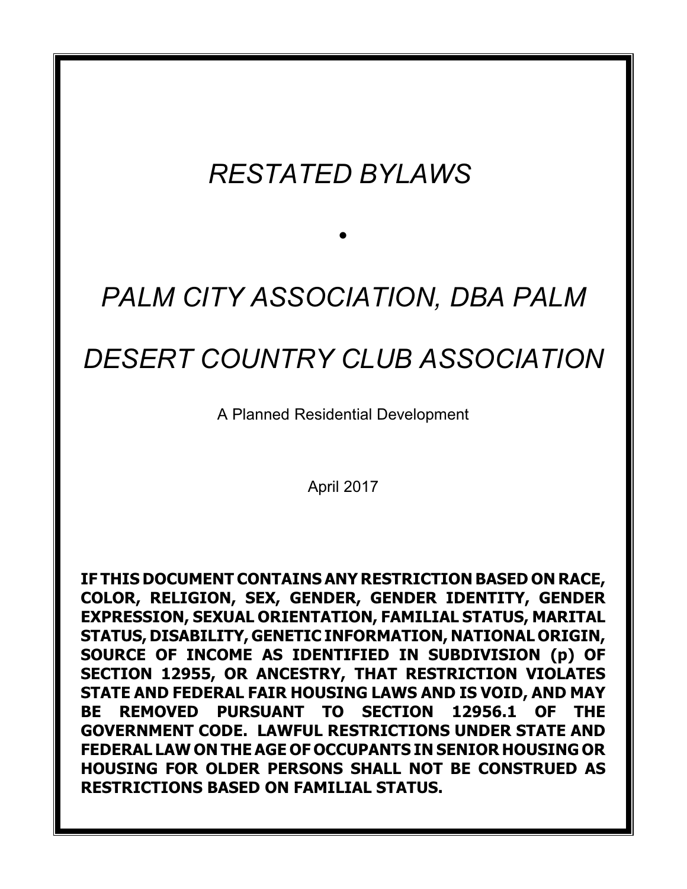# *RESTATED BYLAWS*

•

# *PALM CITY ASSOCIATION, DBA PALM DESERT COUNTRY CLUB ASSOCIATION*

A Planned Residential Development

April 2017

**IF THIS DOCUMENT CONTAINS ANY RESTRICTION BASED ON RACE, COLOR, RELIGION, SEX, GENDER, GENDER IDENTITY, GENDER EXPRESSION, SEXUAL ORIENTATION, FAMILIAL STATUS, MARITAL STATUS, DISABILITY, GENETIC INFORMATION, NATIONAL ORIGIN, SOURCE OF INCOME AS IDENTIFIED IN SUBDIVISION (p) OF SECTION 12955, OR ANCESTRY, THAT RESTRICTION VIOLATES STATE AND FEDERAL FAIR HOUSING LAWS AND IS VOID, AND MAY BE REMOVED PURSUANT TO SECTION 12956.1 OF THE GOVERNMENT CODE. LAWFUL RESTRICTIONS UNDER STATE AND FEDERAL LAW ON THE AGE OF OCCUPANTS IN SENIOR HOUSING OR HOUSING FOR OLDER PERSONS SHALL NOT BE CONSTRUED AS RESTRICTIONS BASED ON FAMILIAL STATUS.**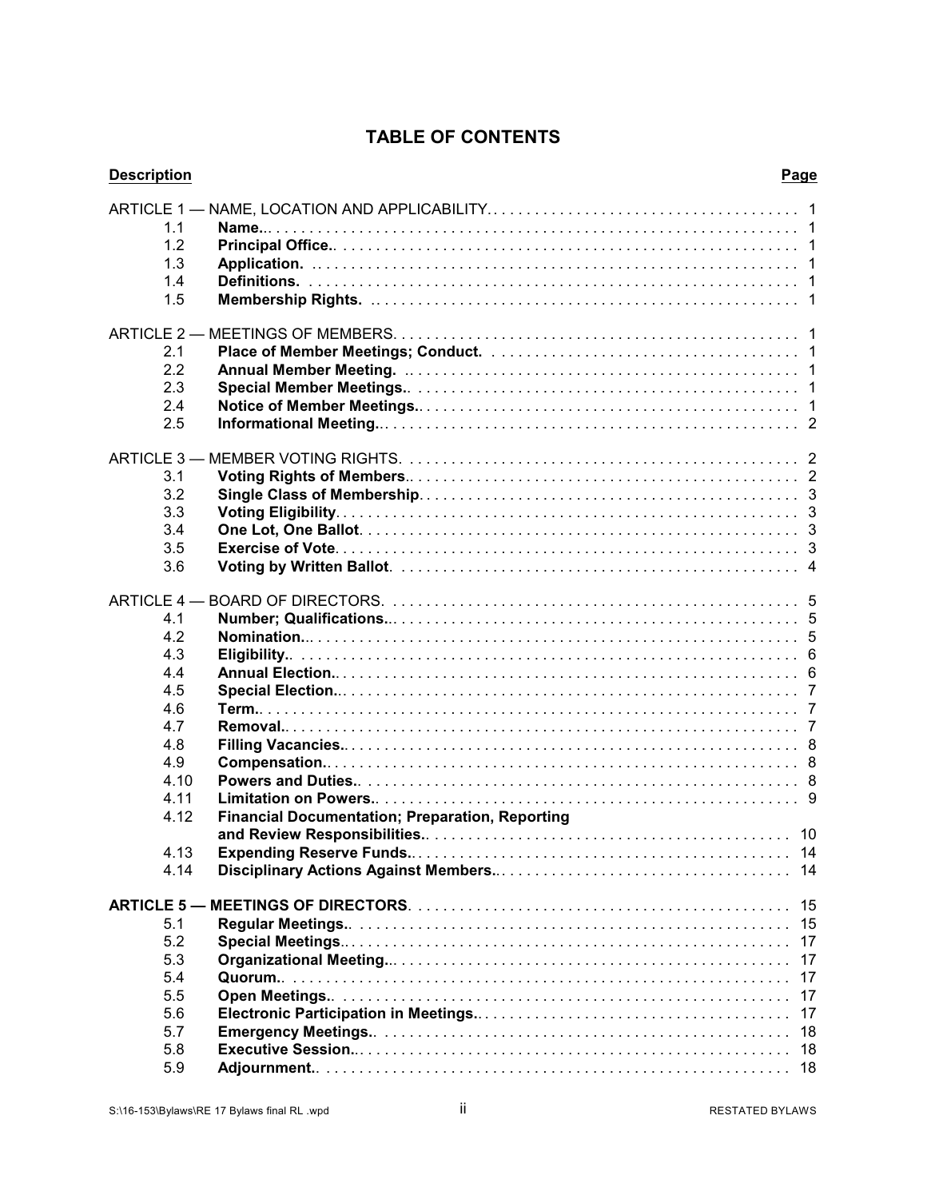# TABLE OF CONTENTS

| Description | | Page |
|---|---|---|
| ARTICLE 1 — NAME, LOCATION AND APPLICABILITY | | 1 |
| 1.1 | **Name.** | 1 |
| 1.2 | **Principal Office.** | 1 |
| 1.3 | **Application.** | 1 |
| 1.4 | **Definitions.** | 1 |
| 1.5 | **Membership Rights.** | 1 |
| ARTICLE 2 — MEETINGS OF MEMBERS | | 1 |
| 2.1 | **Place of Member Meetings; Conduct.** | 1 |
| 2.2 | **Annual Member Meeting.** | 1 |
| 2.3 | **Special Member Meetings.** | 1 |
| 2.4 | **Notice of Member Meetings.** | 1 |
| 2.5 | **Informational Meeting.** | 2 |
| ARTICLE 3 — MEMBER VOTING RIGHTS | | 2 |
| 3.1 | **Voting Rights of Members** | 2 |
| 3.2 | **Single Class of Membership** | 3 |
| 3.3 | **Voting Eligibility** | 3 |
| 3.4 | **One Lot, One Ballot** | 3 |
| 3.5 | **Exercise of Vote** | 3 |
| 3.6 | **Voting by Written Ballot** | 4 |
| ARTICLE 4 — BOARD OF DIRECTORS | | 5 |
| 4.1 | **Number; Qualifications.** | 5 |
| 4.2 | **Nomination.** | 5 |
| 4.3 | **Eligibility.** | 6 |
| 4.4 | **Annual Election.** | 6 |
| 4.5 | **Special Election.** | 7 |
| 4.6 | **Term.** | 7 |
| 4.7 | **Removal.** | 7 |
| 4.8 | **Filling Vacancies.** | 8 |
| 4.9 | **Compensation.** | 8 |
| 4.10 | **Powers and Duties.** | 8 |
| 4.11 | **Limitation on Powers.** | 9 |
| 4.12 | **Financial Documentation; Preparation, Reporting and Review Responsibilities.** | 10 |
| 4.13 | **Expending Reserve Funds.** | 14 |
| 4.14 | **Disciplinary Actions Against Members.** | 14 |
| **ARTICLE 5 — MEETINGS OF DIRECTORS** | | 15 |
| 5.1 | **Regular Meetings.** | 15 |
| 5.2 | **Special Meetings** | 17 |
| 5.3 | **Organizational Meeting.** | 17 |
| 5.4 | **Quorum.** | 17 |
| 5.5 | **Open Meetings.** | 17 |
| 5.6 | **Electronic Participation in Meetings.** | 17 |
| 5.7 | **Emergency Meetings.** | 18 |
| 5.8 | **Executive Session.** | 18 |
| 5.9 | **Adjournment.** | 18 |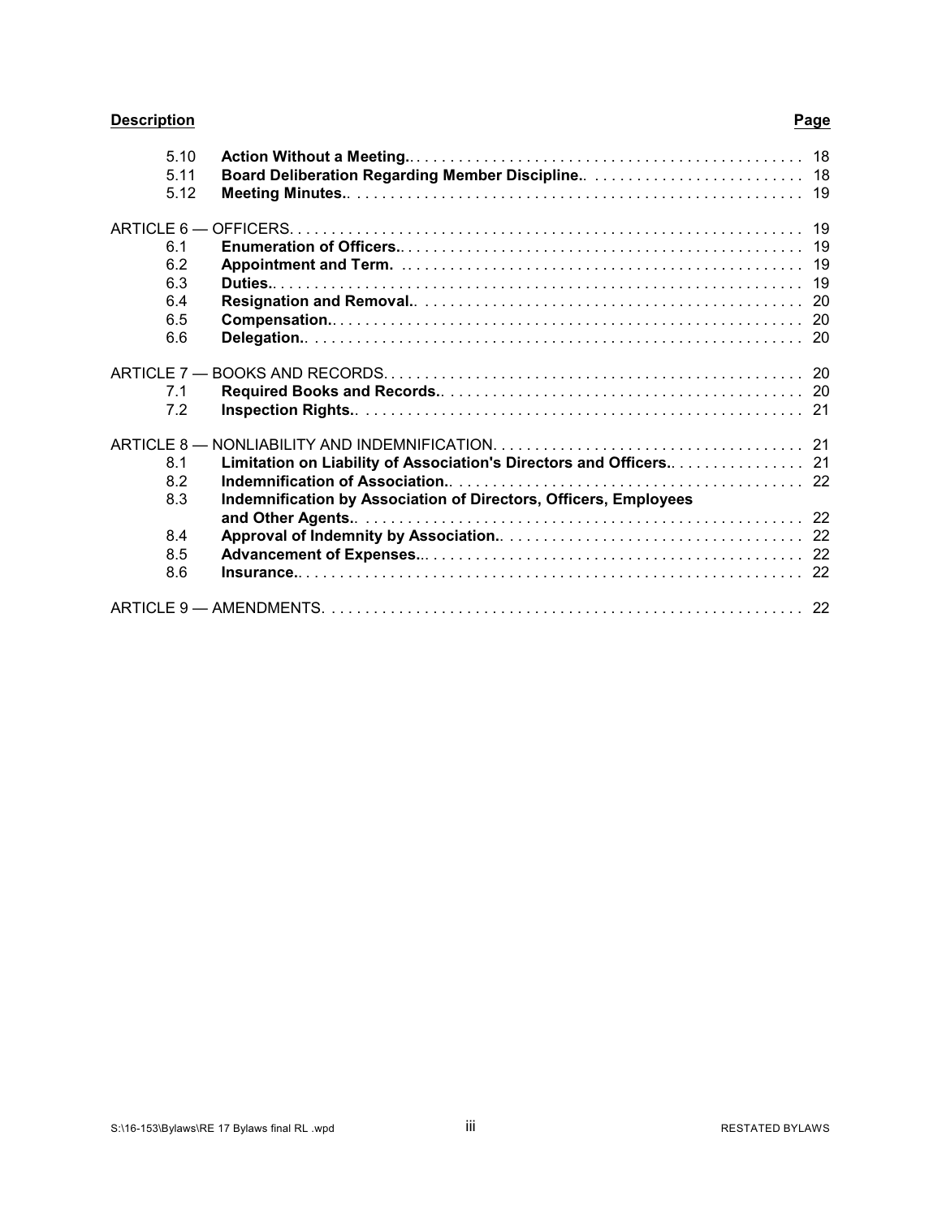| Description | | Page |
|---|---|---|
| 5.10 | **Action Without a Meeting.** | 18 |
| 5.11 | **Board Deliberation Regarding Member Discipline.** | 18 |
| 5.12 | **Meeting Minutes.** | 19 |
| ARTICLE 6 — OFFICERS. | | 19 |
| 6.1 | **Enumeration of Officers.** | 19 |
| 6.2 | **Appointment and Term.** | 19 |
| 6.3 | **Duties.** | 19 |
| 6.4 | **Resignation and Removal.** | 20 |
| 6.5 | **Compensation.** | 20 |
| 6.6 | **Delegation.** | 20 |
| ARTICLE 7 — BOOKS AND RECORDS. | | 20 |
| 7.1 | **Required Books and Records.** | 20 |
| 7.2 | **Inspection Rights.** | 21 |
| ARTICLE 8 — NONLIABILITY AND INDEMNIFICATION. | | 21 |
| 8.1 | **Limitation on Liability of Association's Directors and Officers.** | 21 |
| 8.2 | **Indemnification of Association.** | 22 |
| 8.3 | **Indemnification by Association of Directors, Officers, Employees and Other Agents.** | 22 |
| 8.4 | **Approval of Indemnity by Association.** | 22 |
| 8.5 | **Advancement of Expenses.** | 22 |
| 8.6 | **Insurance.** | 22 |
| ARTICLE 9 — AMENDMENTS. | | 22 |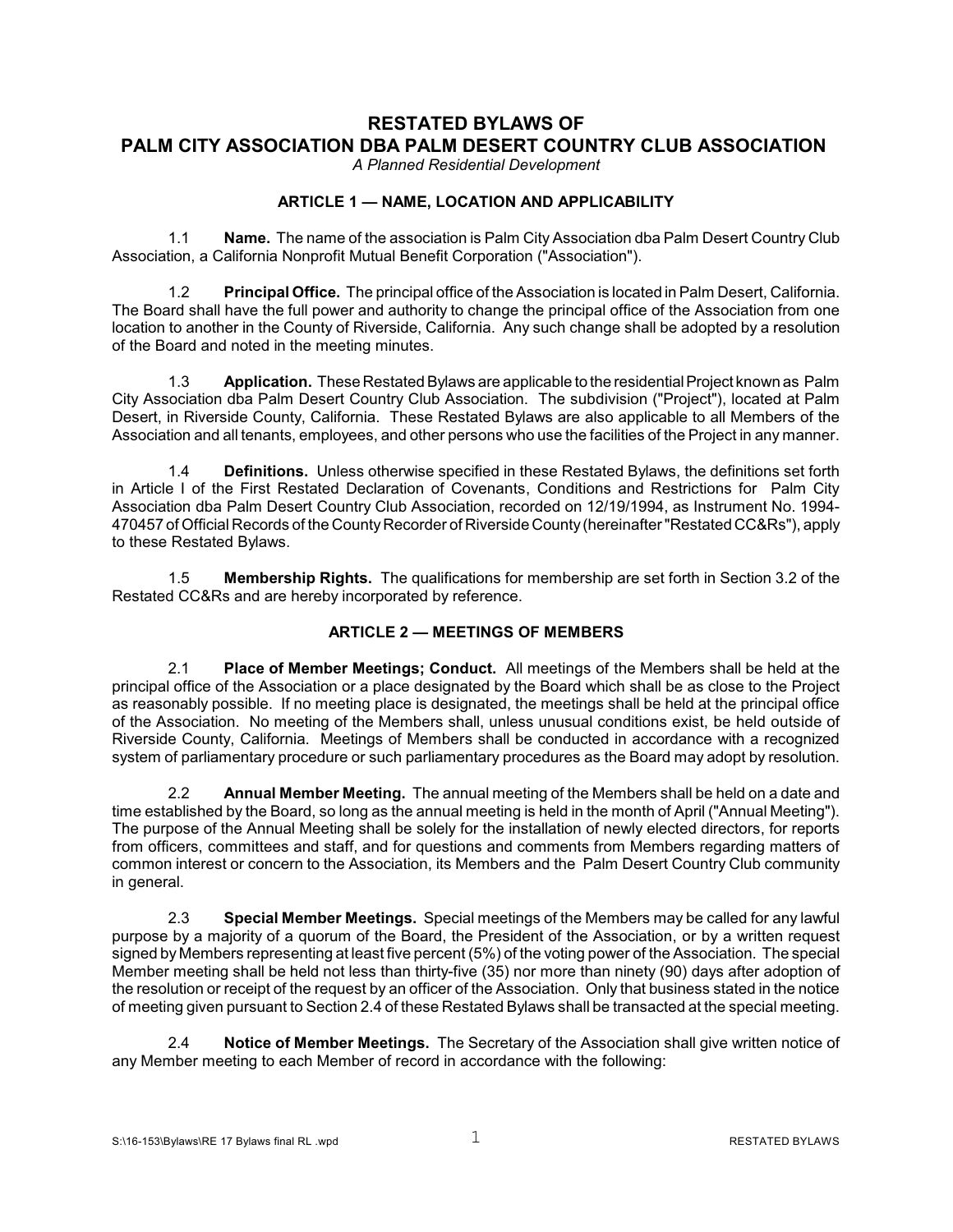# RESTATED BYLAWS OF PALM CITY ASSOCIATION DBA PALM DESERT COUNTRY CLUB ASSOCIATION

*A Planned Residential Development*

## ARTICLE 1 — NAME, LOCATION AND APPLICABILITY

1.1 **Name.** The name of the association is Palm City Association dba Palm Desert Country Club Association, a California Nonprofit Mutual Benefit Corporation ("Association").

1.2 **Principal Office.** The principal office of the Association is located in Palm Desert, California. The Board shall have the full power and authority to change the principal office of the Association from one location to another in the County of Riverside, California. Any such change shall be adopted by a resolution of the Board and noted in the meeting minutes.

1.3 **Application.** These Restated Bylaws are applicable to the residential Project known as Palm City Association dba Palm Desert Country Club Association. The subdivision ("Project"), located at Palm Desert, in Riverside County, California. These Restated Bylaws are also applicable to all Members of the Association and all tenants, employees, and other persons who use the facilities of the Project in any manner.

1.4 **Definitions.** Unless otherwise specified in these Restated Bylaws, the definitions set forth in Article I of the First Restated Declaration of Covenants, Conditions and Restrictions for Palm City Association dba Palm Desert Country Club Association, recorded on 12/19/1994, as Instrument No. 1994-470457 of Official Records of the County Recorder of Riverside County (hereinafter "Restated CC&Rs"), apply to these Restated Bylaws.

1.5 **Membership Rights.** The qualifications for membership are set forth in Section 3.2 of the Restated CC&Rs and are hereby incorporated by reference.

## ARTICLE 2 — MEETINGS OF MEMBERS

2.1 **Place of Member Meetings; Conduct.** All meetings of the Members shall be held at the principal office of the Association or a place designated by the Board which shall be as close to the Project as reasonably possible. If no meeting place is designated, the meetings shall be held at the principal office of the Association. No meeting of the Members shall, unless unusual conditions exist, be held outside of Riverside County, California. Meetings of Members shall be conducted in accordance with a recognized system of parliamentary procedure or such parliamentary procedures as the Board may adopt by resolution.

2.2 **Annual Member Meeting.** The annual meeting of the Members shall be held on a date and time established by the Board, so long as the annual meeting is held in the month of April ("Annual Meeting"). The purpose of the Annual Meeting shall be solely for the installation of newly elected directors, for reports from officers, committees and staff, and for questions and comments from Members regarding matters of common interest or concern to the Association, its Members and the Palm Desert Country Club community in general.

2.3 **Special Member Meetings.** Special meetings of the Members may be called for any lawful purpose by a majority of a quorum of the Board, the President of the Association, or by a written request signed by Members representing at least five percent (5%) of the voting power of the Association. The special Member meeting shall be held not less than thirty-five (35) nor more than ninety (90) days after adoption of the resolution or receipt of the request by an officer of the Association. Only that business stated in the notice of meeting given pursuant to Section 2.4 of these Restated Bylaws shall be transacted at the special meeting.

2.4 **Notice of Member Meetings.** The Secretary of the Association shall give written notice of any Member meeting to each Member of record in accordance with the following: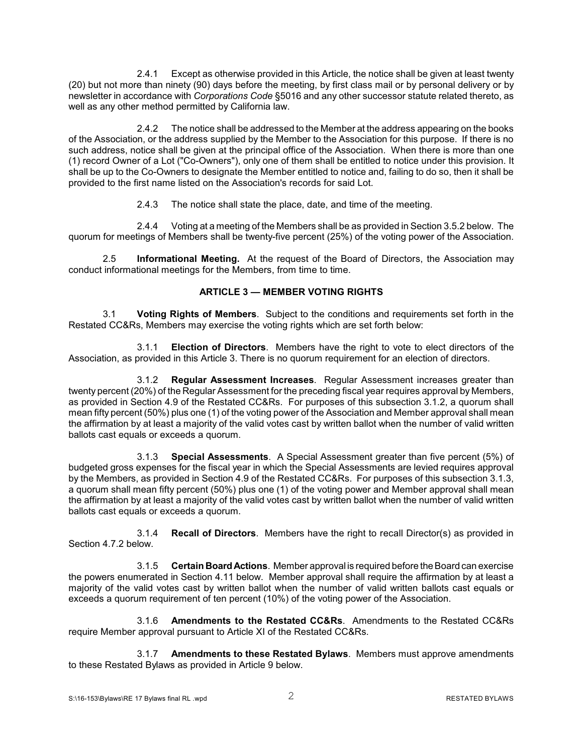2.4.1 Except as otherwise provided in this Article, the notice shall be given at least twenty (20) but not more than ninety (90) days before the meeting, by first class mail or by personal delivery or by newsletter in accordance with *Corporations Code* §5016 and any other successor statute related thereto, as well as any other method permitted by California law.

2.4.2 The notice shall be addressed to the Member at the address appearing on the books of the Association, or the address supplied by the Member to the Association for this purpose. If there is no such address, notice shall be given at the principal office of the Association. When there is more than one (1) record Owner of a Lot ("Co-Owners"), only one of them shall be entitled to notice under this provision. It shall be up to the Co-Owners to designate the Member entitled to notice and, failing to do so, then it shall be provided to the first name listed on the Association's records for said Lot.

2.4.3 The notice shall state the place, date, and time of the meeting.

2.4.4 Voting at a meeting of the Members shall be as provided in Section 3.5.2 below. The quorum for meetings of Members shall be twenty-five percent (25%) of the voting power of the Association.

2.5 **Informational Meeting.** At the request of the Board of Directors, the Association may conduct informational meetings for the Members, from time to time.

## ARTICLE 3 — MEMBER VOTING RIGHTS

3.1 **Voting Rights of Members**. Subject to the conditions and requirements set forth in the Restated CC&Rs, Members may exercise the voting rights which are set forth below:

3.1.1 **Election of Directors**. Members have the right to vote to elect directors of the Association, as provided in this Article 3. There is no quorum requirement for an election of directors.

3.1.2 **Regular Assessment Increases**. Regular Assessment increases greater than twenty percent (20%) of the Regular Assessment for the preceding fiscal year requires approval by Members, as provided in Section 4.9 of the Restated CC&Rs. For purposes of this subsection 3.1.2, a quorum shall mean fifty percent (50%) plus one (1) of the voting power of the Association and Member approval shall mean the affirmation by at least a majority of the valid votes cast by written ballot when the number of valid written ballots cast equals or exceeds a quorum.

3.1.3 **Special Assessments**. A Special Assessment greater than five percent (5%) of budgeted gross expenses for the fiscal year in which the Special Assessments are levied requires approval by the Members, as provided in Section 4.9 of the Restated CC&Rs. For purposes of this subsection 3.1.3, a quorum shall mean fifty percent (50%) plus one (1) of the voting power and Member approval shall mean the affirmation by at least a majority of the valid votes cast by written ballot when the number of valid written ballots cast equals or exceeds a quorum.

3.1.4 **Recall of Directors**. Members have the right to recall Director(s) as provided in Section 4.7.2 below.

3.1.5 **Certain Board Actions**. Member approval is required before the Board can exercise the powers enumerated in Section 4.11 below. Member approval shall require the affirmation by at least a majority of the valid votes cast by written ballot when the number of valid written ballots cast equals or exceeds a quorum requirement of ten percent (10%) of the voting power of the Association.

3.1.6 **Amendments to the Restated CC&Rs**. Amendments to the Restated CC&Rs require Member approval pursuant to Article XI of the Restated CC&Rs.

3.1.7 **Amendments to these Restated Bylaws**. Members must approve amendments to these Restated Bylaws as provided in Article 9 below.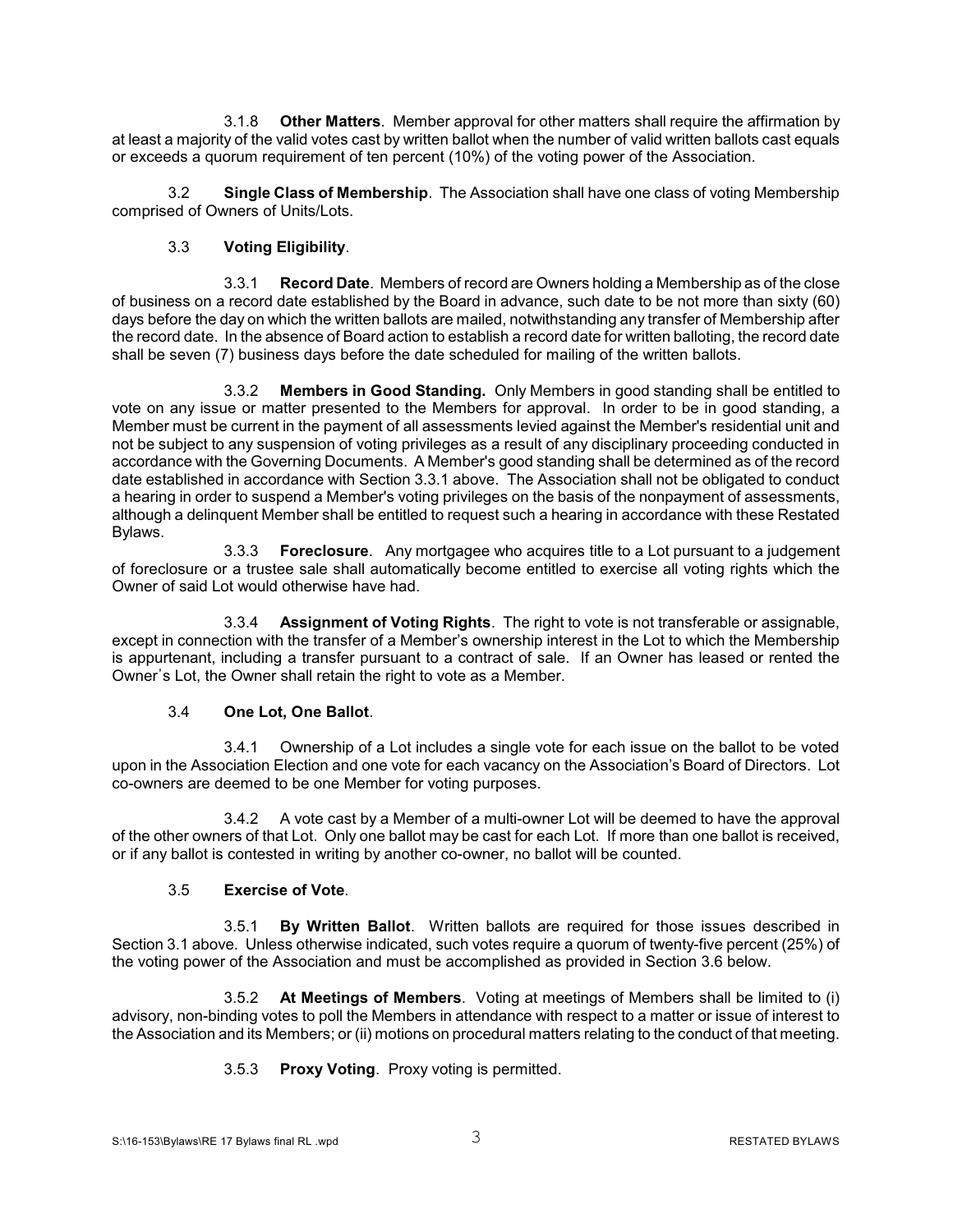3.1.8 **Other Matters**. Member approval for other matters shall require the affirmation by at least a majority of the valid votes cast by written ballot when the number of valid written ballots cast equals or exceeds a quorum requirement of ten percent (10%) of the voting power of the Association.

3.2 **Single Class of Membership**. The Association shall have one class of voting Membership comprised of Owners of Units/Lots.

3.3 **Voting Eligibility**.

3.3.1 **Record Date**. Members of record are Owners holding a Membership as of the close of business on a record date established by the Board in advance, such date to be not more than sixty (60) days before the day on which the written ballots are mailed, notwithstanding any transfer of Membership after the record date. In the absence of Board action to establish a record date for written balloting, the record date shall be seven (7) business days before the date scheduled for mailing of the written ballots.

3.3.2 **Members in Good Standing.** Only Members in good standing shall be entitled to vote on any issue or matter presented to the Members for approval. In order to be in good standing, a Member must be current in the payment of all assessments levied against the Member's residential unit and not be subject to any suspension of voting privileges as a result of any disciplinary proceeding conducted in accordance with the Governing Documents. A Member's good standing shall be determined as of the record date established in accordance with Section 3.3.1 above. The Association shall not be obligated to conduct a hearing in order to suspend a Member's voting privileges on the basis of the nonpayment of assessments, although a delinquent Member shall be entitled to request such a hearing in accordance with these Restated Bylaws.

3.3.3 **Foreclosure**. Any mortgagee who acquires title to a Lot pursuant to a judgement of foreclosure or a trustee sale shall automatically become entitled to exercise all voting rights which the Owner of said Lot would otherwise have had.

3.3.4 **Assignment of Voting Rights**. The right to vote is not transferable or assignable, except in connection with the transfer of a Member's ownership interest in the Lot to which the Membership is appurtenant, including a transfer pursuant to a contract of sale. If an Owner has leased or rented the Owner's Lot, the Owner shall retain the right to vote as a Member.

3.4 **One Lot, One Ballot**.

3.4.1 Ownership of a Lot includes a single vote for each issue on the ballot to be voted upon in the Association Election and one vote for each vacancy on the Association's Board of Directors. Lot co-owners are deemed to be one Member for voting purposes.

3.4.2 A vote cast by a Member of a multi-owner Lot will be deemed to have the approval of the other owners of that Lot. Only one ballot may be cast for each Lot. If more than one ballot is received, or if any ballot is contested in writing by another co-owner, no ballot will be counted.

3.5 **Exercise of Vote**.

3.5.1 **By Written Ballot**. Written ballots are required for those issues described in Section 3.1 above. Unless otherwise indicated, such votes require a quorum of twenty-five percent (25%) of the voting power of the Association and must be accomplished as provided in Section 3.6 below.

3.5.2 **At Meetings of Members**. Voting at meetings of Members shall be limited to (i) advisory, non-binding votes to poll the Members in attendance with respect to a matter or issue of interest to the Association and its Members; or (ii) motions on procedural matters relating to the conduct of that meeting.

3.5.3 **Proxy Voting**. Proxy voting is permitted.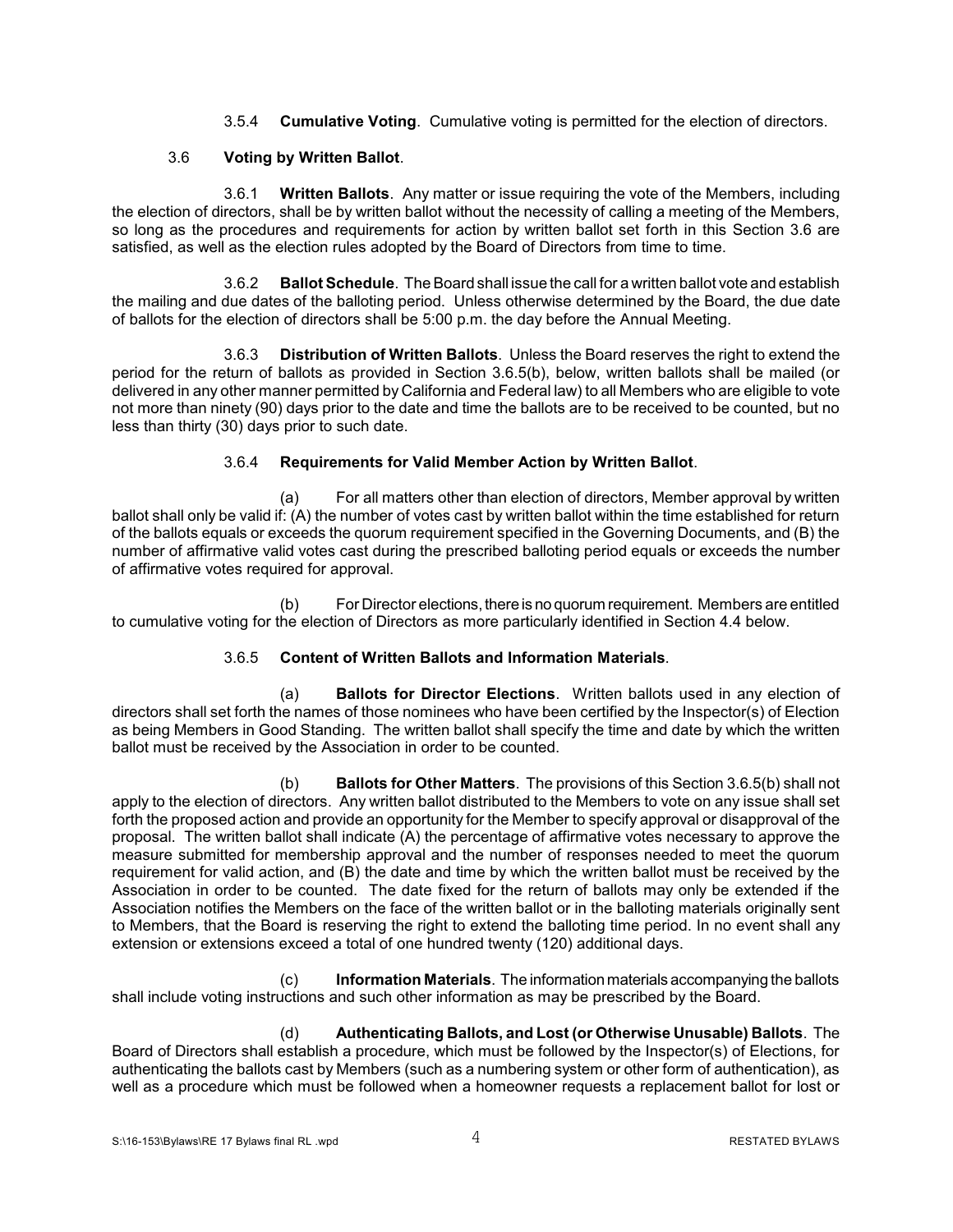3.5.4 **Cumulative Voting**. Cumulative voting is permitted for the election of directors.

3.6 **Voting by Written Ballot**.

3.6.1 **Written Ballots**. Any matter or issue requiring the vote of the Members, including the election of directors, shall be by written ballot without the necessity of calling a meeting of the Members, so long as the procedures and requirements for action by written ballot set forth in this Section 3.6 are satisfied, as well as the election rules adopted by the Board of Directors from time to time.

3.6.2 **Ballot Schedule**. The Board shall issue the call for a written ballot vote and establish the mailing and due dates of the balloting period. Unless otherwise determined by the Board, the due date of ballots for the election of directors shall be 5:00 p.m. the day before the Annual Meeting.

3.6.3 **Distribution of Written Ballots**. Unless the Board reserves the right to extend the period for the return of ballots as provided in Section 3.6.5(b), below, written ballots shall be mailed (or delivered in any other manner permitted by California and Federal law) to all Members who are eligible to vote not more than ninety (90) days prior to the date and time the ballots are to be received to be counted, but no less than thirty (30) days prior to such date.

3.6.4 **Requirements for Valid Member Action by Written Ballot**.

(a) For all matters other than election of directors, Member approval by written ballot shall only be valid if: (A) the number of votes cast by written ballot within the time established for return of the ballots equals or exceeds the quorum requirement specified in the Governing Documents, and (B) the number of affirmative valid votes cast during the prescribed balloting period equals or exceeds the number of affirmative votes required for approval.

(b) For Director elections, there is no quorum requirement. Members are entitled to cumulative voting for the election of Directors as more particularly identified in Section 4.4 below.

3.6.5 **Content of Written Ballots and Information Materials**.

(a) **Ballots for Director Elections**. Written ballots used in any election of directors shall set forth the names of those nominees who have been certified by the Inspector(s) of Election as being Members in Good Standing. The written ballot shall specify the time and date by which the written ballot must be received by the Association in order to be counted.

(b) **Ballots for Other Matters**. The provisions of this Section 3.6.5(b) shall not apply to the election of directors. Any written ballot distributed to the Members to vote on any issue shall set forth the proposed action and provide an opportunity for the Member to specify approval or disapproval of the proposal. The written ballot shall indicate (A) the percentage of affirmative votes necessary to approve the measure submitted for membership approval and the number of responses needed to meet the quorum requirement for valid action, and (B) the date and time by which the written ballot must be received by the Association in order to be counted. The date fixed for the return of ballots may only be extended if the Association notifies the Members on the face of the written ballot or in the balloting materials originally sent to Members, that the Board is reserving the right to extend the balloting time period. In no event shall any extension or extensions exceed a total of one hundred twenty (120) additional days.

(c) **Information Materials**. The information materials accompanying the ballots shall include voting instructions and such other information as may be prescribed by the Board.

(d) **Authenticating Ballots, and Lost (or Otherwise Unusable) Ballots**. The Board of Directors shall establish a procedure, which must be followed by the Inspector(s) of Elections, for authenticating the ballots cast by Members (such as a numbering system or other form of authentication), as well as a procedure which must be followed when a homeowner requests a replacement ballot for lost or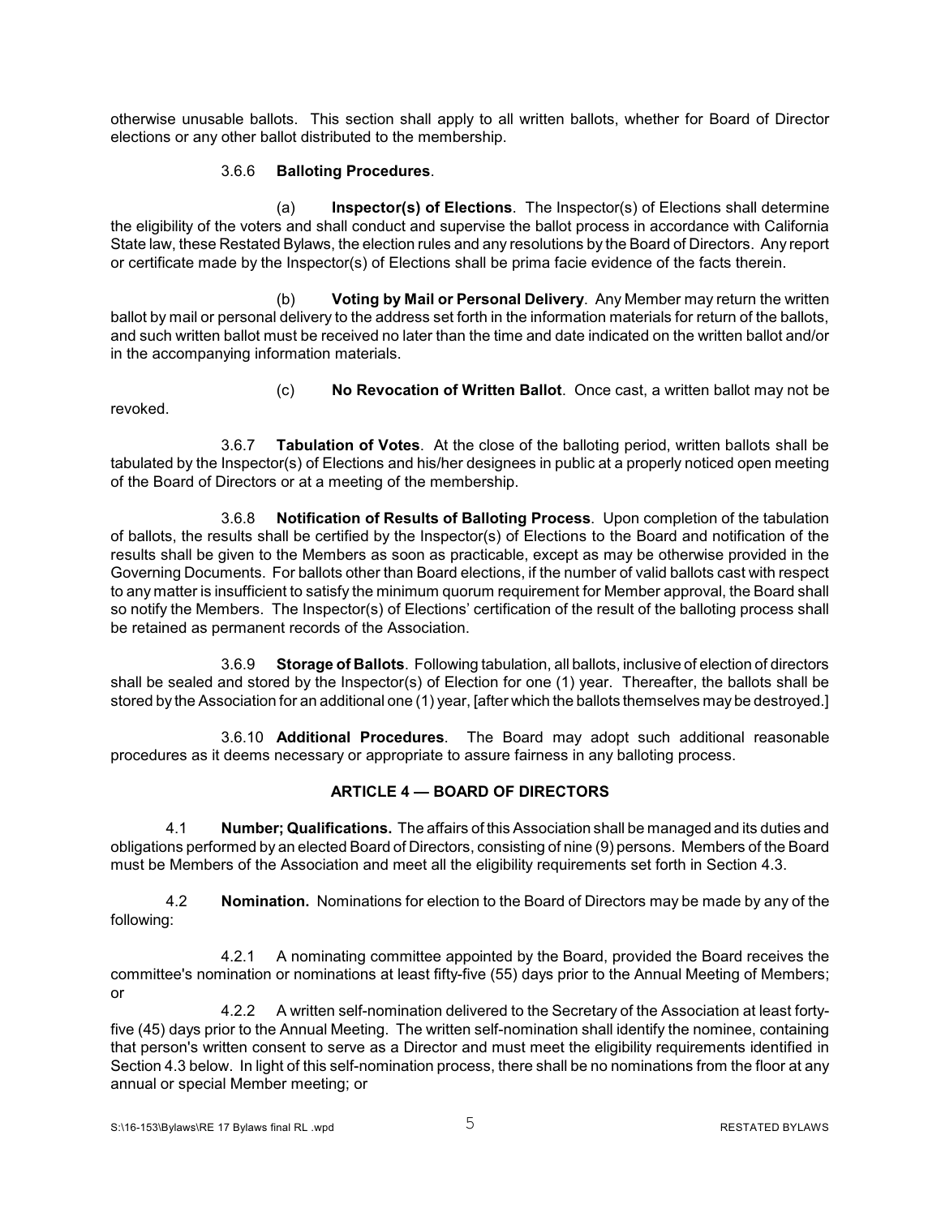otherwise unusable ballots. This section shall apply to all written ballots, whether for Board of Director elections or any other ballot distributed to the membership.

3.6.6 **Balloting Procedures**.

(a) **Inspector(s) of Elections**. The Inspector(s) of Elections shall determine the eligibility of the voters and shall conduct and supervise the ballot process in accordance with California State law, these Restated Bylaws, the election rules and any resolutions by the Board of Directors. Any report or certificate made by the Inspector(s) of Elections shall be prima facie evidence of the facts therein.

(b) **Voting by Mail or Personal Delivery**. Any Member may return the written ballot by mail or personal delivery to the address set forth in the information materials for return of the ballots, and such written ballot must be received no later than the time and date indicated on the written ballot and/or in the accompanying information materials.

(c) **No Revocation of Written Ballot**. Once cast, a written ballot may not be revoked.

3.6.7 **Tabulation of Votes**. At the close of the balloting period, written ballots shall be tabulated by the Inspector(s) of Elections and his/her designees in public at a properly noticed open meeting of the Board of Directors or at a meeting of the membership.

3.6.8 **Notification of Results of Balloting Process**. Upon completion of the tabulation of ballots, the results shall be certified by the Inspector(s) of Elections to the Board and notification of the results shall be given to the Members as soon as practicable, except as may be otherwise provided in the Governing Documents. For ballots other than Board elections, if the number of valid ballots cast with respect to any matter is insufficient to satisfy the minimum quorum requirement for Member approval, the Board shall so notify the Members. The Inspector(s) of Elections' certification of the result of the balloting process shall be retained as permanent records of the Association.

3.6.9 **Storage of Ballots**. Following tabulation, all ballots, inclusive of election of directors shall be sealed and stored by the Inspector(s) of Election for one (1) year. Thereafter, the ballots shall be stored by the Association for an additional one (1) year, [after which the ballots themselves may be destroyed.]

3.6.10 **Additional Procedures**. The Board may adopt such additional reasonable procedures as it deems necessary or appropriate to assure fairness in any balloting process.

## ARTICLE 4 — BOARD OF DIRECTORS

4.1 **Number; Qualifications.** The affairs of this Association shall be managed and its duties and obligations performed by an elected Board of Directors, consisting of nine (9) persons. Members of the Board must be Members of the Association and meet all the eligibility requirements set forth in Section 4.3.

4.2 **Nomination.** Nominations for election to the Board of Directors may be made by any of the following:

4.2.1 A nominating committee appointed by the Board, provided the Board receives the committee's nomination or nominations at least fifty-five (55) days prior to the Annual Meeting of Members; or

4.2.2 A written self-nomination delivered to the Secretary of the Association at least forty-five (45) days prior to the Annual Meeting. The written self-nomination shall identify the nominee, containing that person's written consent to serve as a Director and must meet the eligibility requirements identified in Section 4.3 below. In light of this self-nomination process, there shall no nominations from the floor at any annual or special Member meeting; or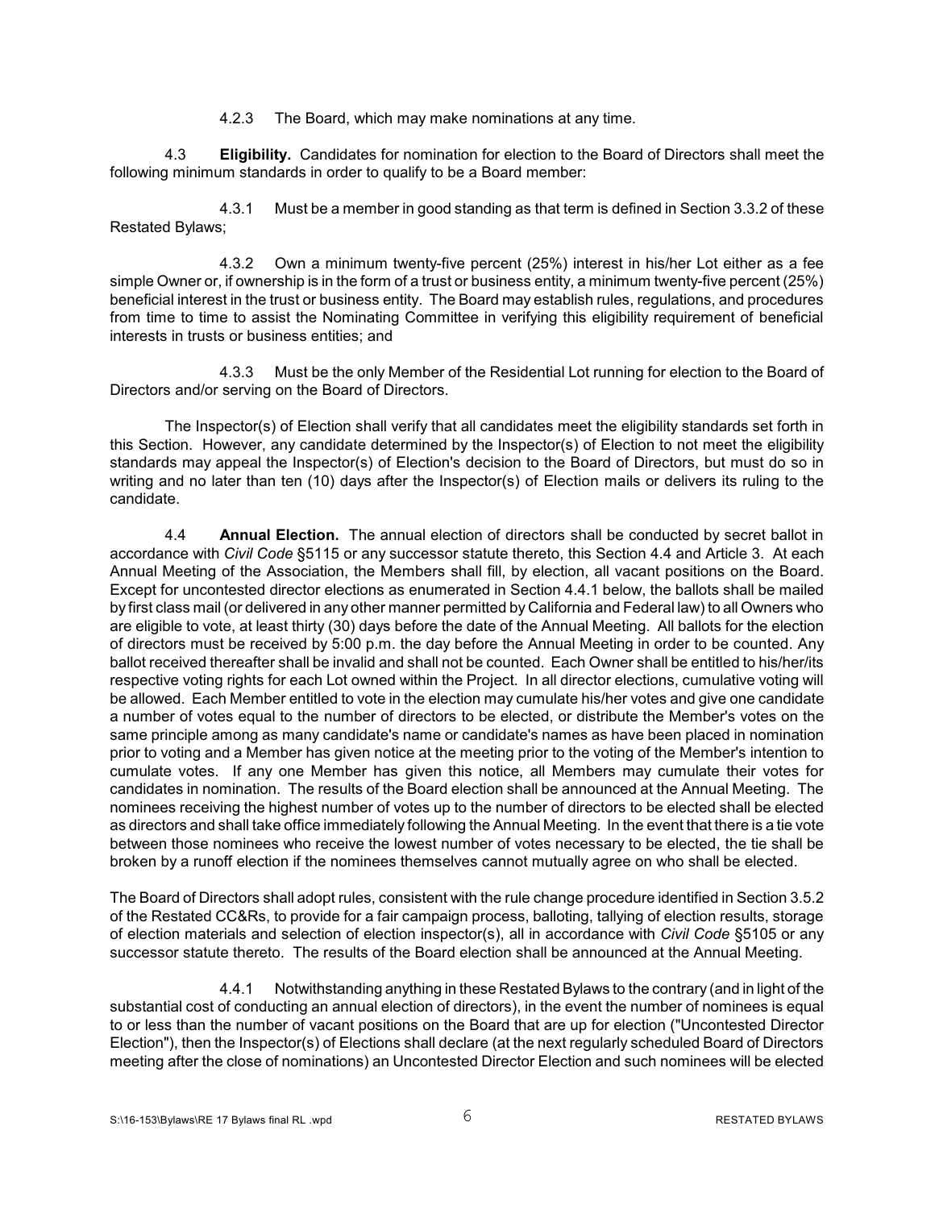4.2.3 The Board, which may make nominations at any time.

4.3 **Eligibility.** Candidates for nomination for election to the Board of Directors shall meet the following minimum standards in order to qualify to be a Board member:

4.3.1 Must be a member in good standing as that term is defined in Section 3.3.2 of these Restated Bylaws;

4.3.2 Own a minimum twenty-five percent (25%) interest in his/her Lot either as a fee simple Owner or, if ownership is in the form of a trust or business entity, a minimum twenty-five percent (25%) beneficial interest in the trust or business entity. The Board may establish rules, regulations, and procedures from time to time to assist the Nominating Committee in verifying this eligibility requirement of beneficial interests in trusts or business entities; and

4.3.3 Must be the only Member of the Residential Lot running for election to the Board of Directors and/or serving on the Board of Directors.

The Inspector(s) of Election shall verify that all candidates meet the eligibility standards set forth in this Section. However, any candidate determined by the Inspector(s) of Election to not meet the eligibility standards may appeal the Inspector(s) of Election's decision to the Board of Directors, but must do so in writing and no later than ten (10) days after the Inspector(s) of Election mails or delivers its ruling to the candidate.

4.4 **Annual Election.** The annual election of directors shall be conducted by secret ballot in accordance with *Civil Code* §5115 or any successor statute thereto, this Section 4.4 and Article 3. At each Annual Meeting of the Association, the Members shall fill, by election, all vacant positions on the Board. Except for uncontested director elections as enumerated in Section 4.4.1 below, the ballots shall be mailed by first class mail (or delivered in any other manner permitted by California and Federal law) to all Owners who are eligible to vote, at least thirty (30) days before the date of the Annual Meeting. All ballots for the election of directors must be received by 5:00 p.m. the day before the Annual Meeting in order to be counted. Any ballot received thereafter shall be invalid and shall not be counted. Each Owner shall be entitled to his/her/its respective voting rights for each Lot owned within the Project. In all director elections, cumulative voting will be allowed. Each Member entitled to vote in the election may cumulate his/her votes and give one candidate a number of votes equal to the number of directors to be elected, or distribute the Member's votes on the same principle among as many candidate's name or candidate's names as have been placed in nomination prior to voting and a Member has given notice at the meeting prior to the voting of the Member's intention to cumulate votes. If any one Member has given this notice, all Members may cumulate their votes for candidates in nomination. The results of the Board election shall be announced at the Annual Meeting. The nominees receiving the highest number of votes up to the number of directors to be elected shall be elected as directors and shall take office immediately following the Annual Meeting. In the event that there is a tie vote between those nominees who receive the lowest number of votes necessary to be elected, the tie shall be broken by a runoff election if the nominees themselves cannot mutually agree on who shall be elected.

The Board of Directors shall adopt rules, consistent with the rule change procedure identified in Section 3.5.2 of the Restated CC&Rs, to provide for a fair campaign process, balloting, tallying of election results, storage of election materials and selection of election inspector(s), all in accordance with *Civil Code* §5105 or any successor statute thereto. The results of the Board election shall be announced at the Annual Meeting.

4.4.1 Notwithstanding anything in these Restated Bylaws to the contrary (and in light of the substantial cost of conducting an annual election of directors), in the event the number of nominees is equal to or less than the number of vacant positions on the Board that are up for election ("Uncontested Director Election"), then the Inspector(s) of Elections shall declare (at the next regularly scheduled Board of Directors meeting after the close of nominations) an Uncontested Director Election and such nominees will be elected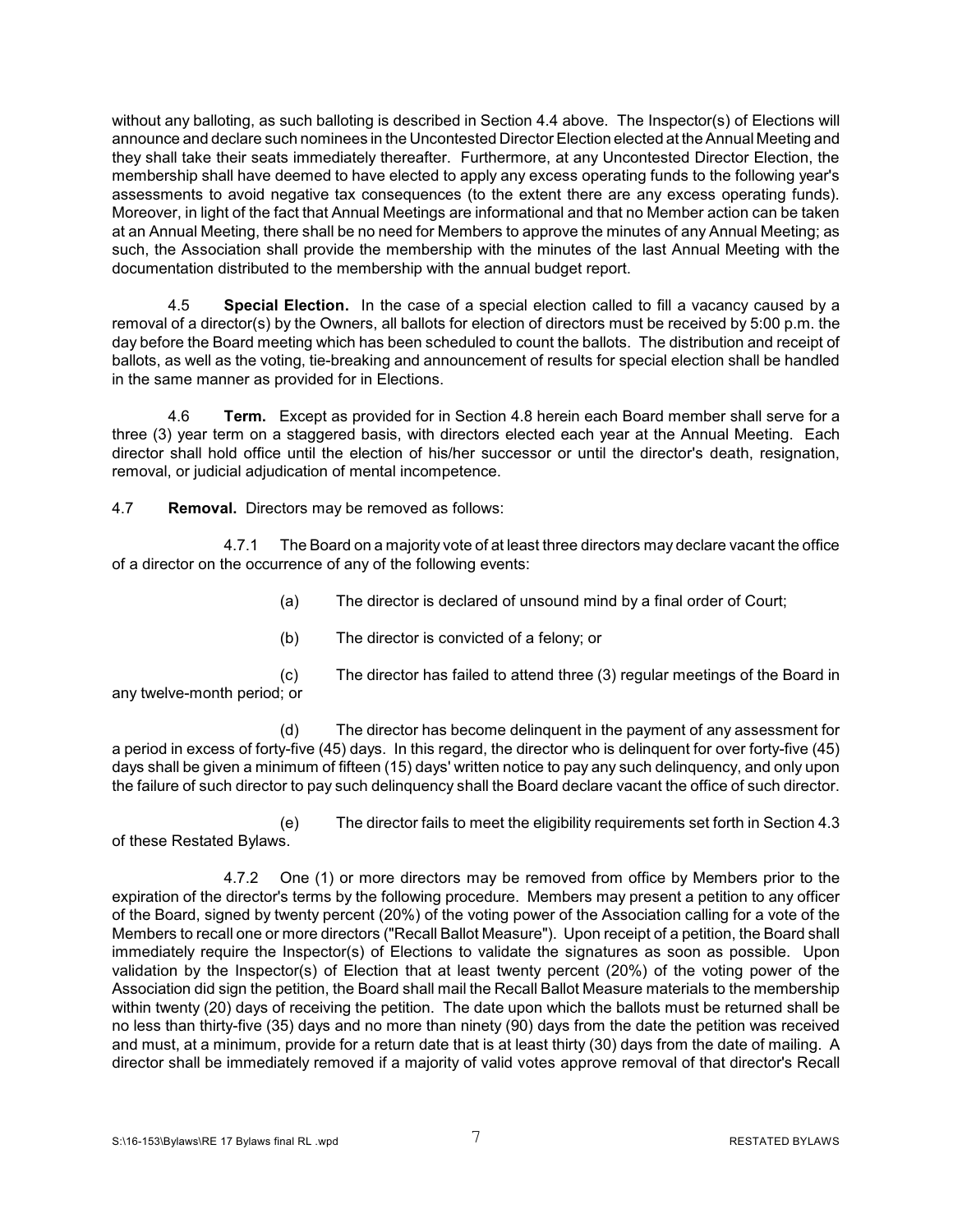without any balloting, as such balloting is described in Section 4.4 above. The Inspector(s) of Elections will announce and declare such nominees in the Uncontested Director Election elected at the Annual Meeting and they shall take their seats immediately thereafter. Furthermore, at any Uncontested Director Election, the membership shall have deemed to have elected to apply any excess operating funds to the following year's assessments to avoid negative tax consequences (to the extent there are any excess operating funds). Moreover, in light of the fact that Annual Meetings are informational and that no Member action can be taken at an Annual Meeting, there shall be no need for Members to approve the minutes of any Annual Meeting; as such, the Association shall provide the membership with the minutes of the last Annual Meeting with the documentation distributed to the membership with the annual budget report.

4.5 **Special Election.** In the case of a special election called to fill a vacancy caused by a removal of a director(s) by the Owners, all ballots for election of directors must be received by 5:00 p.m. the day before the Board meeting which has been scheduled to count the ballots. The distribution and receipt of ballots, as well as the voting, tie-breaking and announcement of results for special election shall be handled in the same manner as provided for in Elections.

4.6 **Term.** Except as provided for in Section 4.8 herein each Board member shall serve for a three (3) year term on a staggered basis, with directors elected each year at the Annual Meeting. Each director shall hold office until the election of his/her successor or until the director's death, resignation, removal, or judicial adjudication of mental incompetence.

4.7 **Removal.** Directors may be removed as follows:

4.7.1 The Board on a majority vote of at least three directors may declare vacant the office of a director on the occurrence of any of the following events:

(a) The director is declared of unsound mind by a final order of Court;

(b) The director is convicted of a felony; or

(c) The director has failed to attend three (3) regular meetings of the Board in any twelve-month period; or

(d) The director has become delinquent in the payment of any assessment for a period in excess of forty-five (45) days. In this regard, the director who is delinquent for over forty-five (45) days shall be given a minimum of fifteen (15) days' written notice to pay any such delinquency, and only upon the failure of such director to pay such delinquency shall the Board declare vacant the office of such director.

(e) The director fails to meet the eligibility requirements set forth in Section 4.3 of these Restated Bylaws.

4.7.2 One (1) or more directors may be removed from office by Members prior to the expiration of the director's terms by the following procedure. Members may present a petition to any officer of the Board, signed by twenty percent (20%) of the voting power of the Association calling for a vote of the Members to recall one or more directors ("Recall Ballot Measure"). Upon receipt of a petition, the Board shall immediately require the Inspector(s) of Elections to validate the signatures as soon as possible. Upon validation by the Inspector(s) of Election that at least twenty percent (20%) of the voting power of the Association did sign the petition, the Board shall mail the Recall Ballot Measure materials to the membership within twenty (20) days of receiving the petition. The date upon which the ballots must be returned shall be no less than thirty-five (35) days and no more than ninety (90) days from the date the petition was received and must, at a minimum, provide for a return date that is at least thirty (30) days from the date of mailing. A director shall be immediately removed if a majority of valid votes approve removal of that director's Recall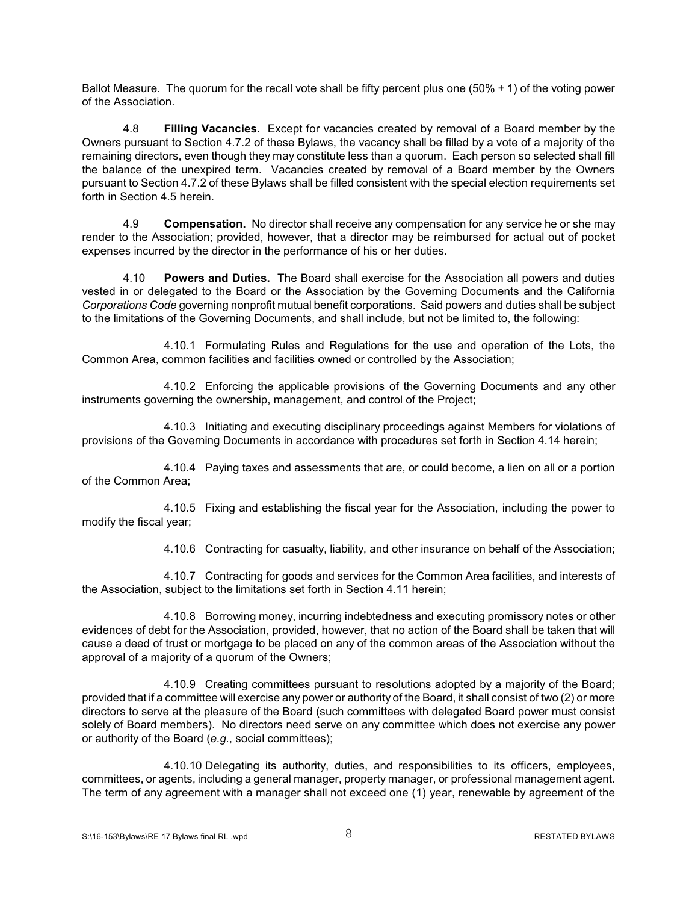Ballot Measure. The quorum for the recall vote shall be fifty percent plus one (50% + 1) of the voting power of the Association.

4.8 **Filling Vacancies.** Except for vacancies created by removal of a Board member by the Owners pursuant to Section 4.7.2 of these Bylaws, the vacancy shall be filled by a vote of a majority of the remaining directors, even though they may constitute less than a quorum. Each person so selected shall fill the balance of the unexpired term. Vacancies created by removal of a Board member by the Owners pursuant to Section 4.7.2 of these Bylaws shall be filled consistent with the special election requirements set forth in Section 4.5 herein.

4.9 **Compensation.** No director shall receive any compensation for any service he or she may render to the Association; provided, however, that a director may be reimbursed for actual out of pocket expenses incurred by the director in the performance of his or her duties.

4.10 **Powers and Duties.** The Board shall exercise for the Association all powers and duties vested in or delegated to the Board or the Association by the Governing Documents and the California *Corporations Code* governing nonprofit mutual benefit corporations. Said powers and duties shall be subject to the limitations of the Governing Documents, and shall include, but not be limited to, the following:

4.10.1 Formulating Rules and Regulations for the use and operation of the Lots, the Common Area, common facilities and facilities owned or controlled by the Association;

4.10.2 Enforcing the applicable provisions of the Governing Documents and any other instruments governing the ownership, management, and control of the Project;

4.10.3 Initiating and executing disciplinary proceedings against Members for violations of provisions of the Governing Documents in accordance with procedures set forth in Section 4.14 herein;

4.10.4 Paying taxes and assessments that are, or could become, a lien on all or a portion of the Common Area;

4.10.5 Fixing and establishing the fiscal year for the Association, including the power to modify the fiscal year;

4.10.6 Contracting for casualty, liability, and other insurance on behalf of the Association;

4.10.7 Contracting for goods and services for the Common Area facilities, and interests of the Association, subject to the limitations set forth in Section 4.11 herein;

4.10.8 Borrowing money, incurring indebtedness and executing promissory notes or other evidences of debt for the Association, provided, however, that no action of the Board shall be taken that will cause a deed of trust or mortgage to be placed on any of the common areas of the Association without the approval of a majority of a quorum of the Owners;

4.10.9 Creating committees pursuant to resolutions adopted by a majority of the Board; provided that if a committee will exercise any power or authority of the Board, it shall consist of two (2) or more directors to serve at the pleasure of the Board (such committees with delegated Board power must consist solely of Board members). No directors need serve on any committee which does not exercise any power or authority of the Board (*e.g.*, social committees);

4.10.10 Delegating its authority, duties, and responsibilities to its officers, employees, committees, or agents, including a general manager, property manager, or professional management agent. The term of any agreement with a manager shall not exceed one (1) year, renewable by agreement of the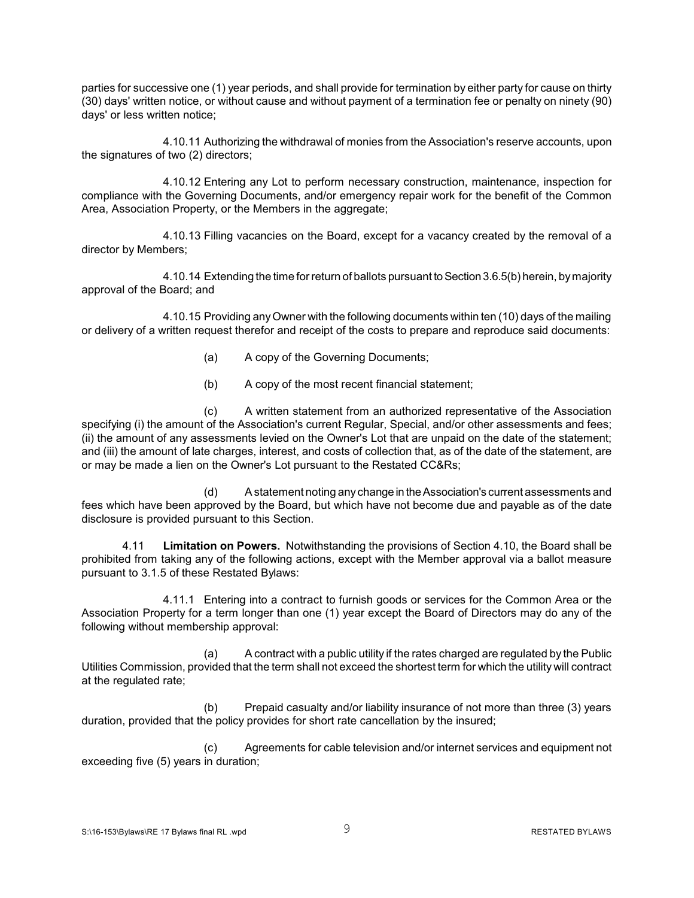parties for successive one (1) year periods, and shall provide for termination by either party for cause on thirty (30) days' written notice, or without cause and without payment of a termination fee or penalty on ninety (90) days' or less written notice;

4.10.11 Authorizing the withdrawal of monies from the Association's reserve accounts, upon the signatures of two (2) directors;

4.10.12 Entering any Lot to perform necessary construction, maintenance, inspection for compliance with the Governing Documents, and/or emergency repair work for the benefit of the Common Area, Association Property, or the Members in the aggregate;

4.10.13 Filling vacancies on the Board, except for a vacancy created by the removal of a director by Members;

4.10.14 Extending the time for return of ballots pursuant to Section 3.6.5(b) herein, by majority approval of the Board; and

4.10.15 Providing any Owner with the following documents within ten (10) days of the mailing or delivery of a written request therefor and receipt of the costs to prepare and reproduce said documents:

(a) A copy of the Governing Documents;

(b) A copy of the most recent financial statement;

(c) A written statement from an authorized representative of the Association specifying (i) the amount of the Association's current Regular, Special, and/or other assessments and fees; (ii) the amount of any assessments levied on the Owner's Lot that are unpaid on the date of the statement; and (iii) the amount of late charges, interest, and costs of collection that, as of the date of the statement, are or may be made a lien on the Owner's Lot pursuant to the Restated CC&Rs;

(d) A statement noting any change in the Association's current assessments and fees which have been approved by the Board, but which have not become due and payable as of the date disclosure is provided pursuant to this Section.

4.11 **Limitation on Powers.** Notwithstanding the provisions of Section 4.10, the Board shall be prohibited from taking any of the following actions, except with the Member approval via a ballot measure pursuant to 3.1.5 of these Restated Bylaws:

4.11.1 Entering into a contract to furnish goods or services for the Common Area or the Association Property for a term longer than one (1) year except the Board of Directors may do any of the following without membership approval:

(a) A contract with a public utility if the rates charged are regulated by the Public Utilities Commission, provided that the term shall not exceed the shortest term for which the utility will contract at the regulated rate;

(b) Prepaid casualty and/or liability insurance of not more than three (3) years duration, provided that the policy provides for short rate cancellation by the insured;

(c) Agreements for cable television and/or internet services and equipment not exceeding five (5) years in duration;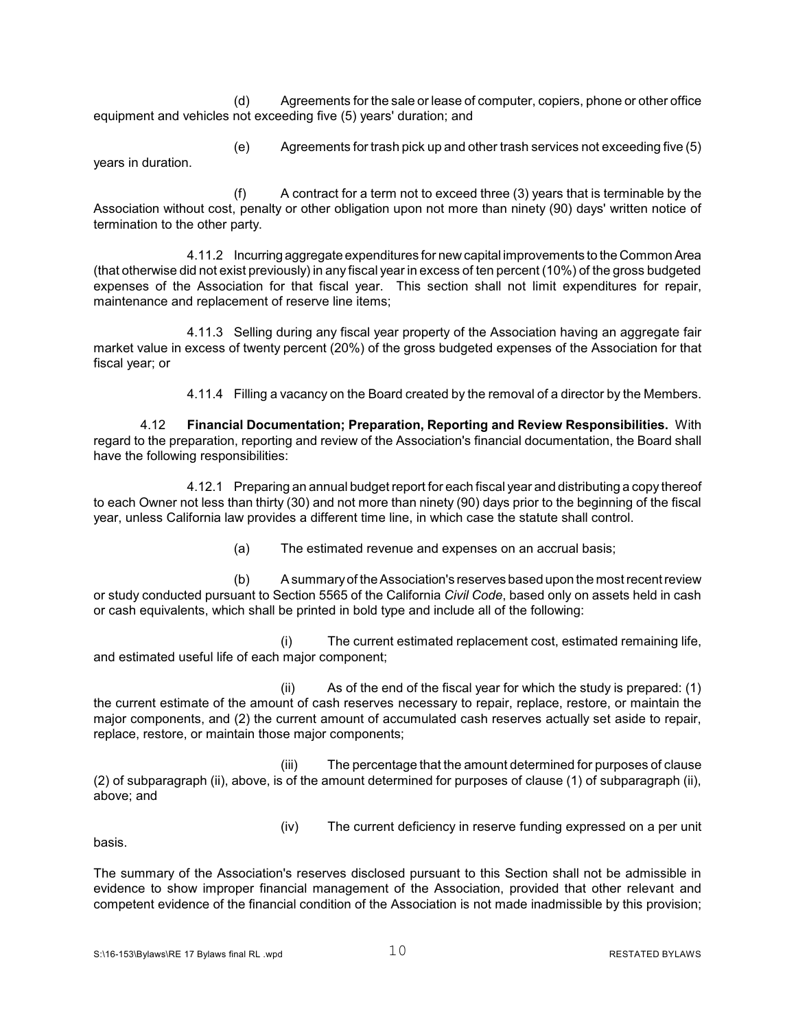(d) Agreements for the sale or lease of computer, copiers, phone or other office equipment and vehicles not exceeding five (5) years' duration; and

(e) Agreements for trash pick up and other trash services not exceeding five (5) years in duration.

(f) A contract for a term not to exceed three (3) years that is terminable by the Association without cost, penalty or other obligation upon not more than ninety (90) days' written notice of termination to the other party.

4.11.2 Incurring aggregate expenditures for new capital improvements to the Common Area (that otherwise did not exist previously) in any fiscal year in excess of ten percent (10%) of the gross budgeted expenses of the Association for that fiscal year. This section shall not limit expenditures for repair, maintenance and replacement of reserve line items;

4.11.3 Selling during any fiscal year property of the Association having an aggregate fair market value in excess of twenty percent (20%) of the gross budgeted expenses of the Association for that fiscal year; or

4.11.4 Filling a vacancy on the Board created by the removal of a director by the Members.

4.12 **Financial Documentation; Preparation, Reporting and Review Responsibilities.** With regard to the preparation, reporting and review of the Association's financial documentation, the Board shall have the following responsibilities:

4.12.1 Preparing an annual budget report for each fiscal year and distributing a copy thereof to each Owner not less than thirty (30) and not more than ninety (90) days prior to the beginning of the fiscal year, unless California law provides a different time line, in which case the statute shall control.

(a) The estimated revenue and expenses on an accrual basis;

(b) A summary of the Association's reserves based upon the most recent review or study conducted pursuant to Section 5565 of the California *Civil Code*, based only on assets held in cash or cash equivalents, which shall be printed in bold type and include all of the following:

(i) The current estimated replacement cost, estimated remaining life, and estimated useful life of each major component;

(ii) As of the end of the fiscal year for which the study is prepared: (1) the current estimate of the amount of cash reserves necessary to repair, replace, restore, or maintain the major components, and (2) the current amount of accumulated cash reserves actually set aside to repair, replace, restore, or maintain those major components;

(iii) The percentage that the amount determined for purposes of clause (2) of subparagraph (ii), above, is of the amount determined for purposes of clause (1) of subparagraph (ii), above; and

(iv) The current deficiency in reserve funding expressed on a per unit basis.

The summary of the Association's reserves disclosed pursuant to this Section shall not be admissible in evidence to show improper financial management of the Association, provided that other relevant and competent evidence of the financial condition of the Association is not made inadmissible by this provision;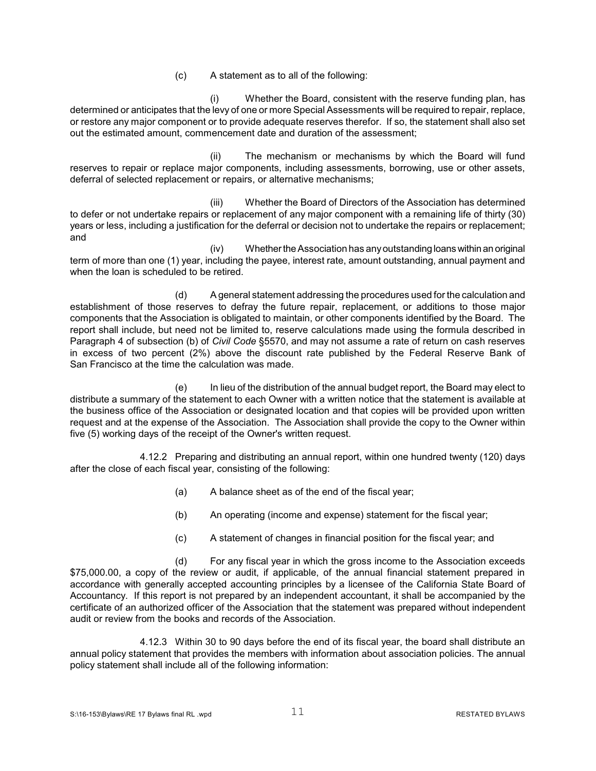(c) A statement as to all of the following:

(i) Whether the Board, consistent with the reserve funding plan, has determined or anticipates that the levy of one or more Special Assessments will be required to repair, replace, or restore any major component or to provide adequate reserves therefor. If so, the statement shall also set out the estimated amount, commencement date and duration of the assessment;

(ii) The mechanism or mechanisms by which the Board will fund reserves to repair or replace major components, including assessments, borrowing, use or other assets, deferral of selected replacement or repairs, or alternative mechanisms;

(iii) Whether the Board of Directors of the Association has determined to defer or not undertake repairs or replacement of any major component with a remaining life of thirty (30) years or less, including a justification for the deferral or decision not to undertake the repairs or replacement; and

(iv) Whether the Association has any outstanding loans within an original term of more than one (1) year, including the payee, interest rate, amount outstanding, annual payment and when the loan is scheduled to be retired.

(d) A general statement addressing the procedures used for the calculation and establishment of those reserves to defray the future repair, replacement, or additions to those major components that the Association is obligated to maintain, or other components identified by the Board. The report shall include, but need not be limited to, reserve calculations made using the formula described in Paragraph 4 of subsection (b) of *Civil Code* §5570, and may not assume a rate of return on cash reserves in excess of two percent (2%) above the discount rate published by the Federal Reserve Bank of San Francisco at the time the calculation was made.

(e) In lieu of the distribution of the annual budget report, the Board may elect to distribute a summary of the statement to each Owner with a written notice that the statement is available at the business office of the Association or designated location and that copies will be provided upon written request and at the expense of the Association. The Association shall provide the copy to the Owner within five (5) working days of the receipt of the Owner's written request.

4.12.2 Preparing and distributing an annual report, within one hundred twenty (120) days after the close of each fiscal year, consisting of the following:

(a) A balance sheet as of the end of the fiscal year;

(b) An operating (income and expense) statement for the fiscal year;

(c) A statement of changes in financial position for the fiscal year; and

(d) For any fiscal year in which the gross income to the Association exceeds $75,000.00, a copy of the review or audit, if applicable, of the annual financial statement prepared in accordance with generally accepted accounting principles by a licensee of the California State Board of Accountancy. If this report is not prepared by an independent accountant, it shall be accompanied by the certificate of an authorized officer of the Association that the statement was prepared without independent audit or review from the books and records of the Association.

4.12.3 Within 30 to 90 days before the end of its fiscal year, the board shall distribute an annual policy statement that provides the members with information about association policies. The annual policy statement shall include all of the following information: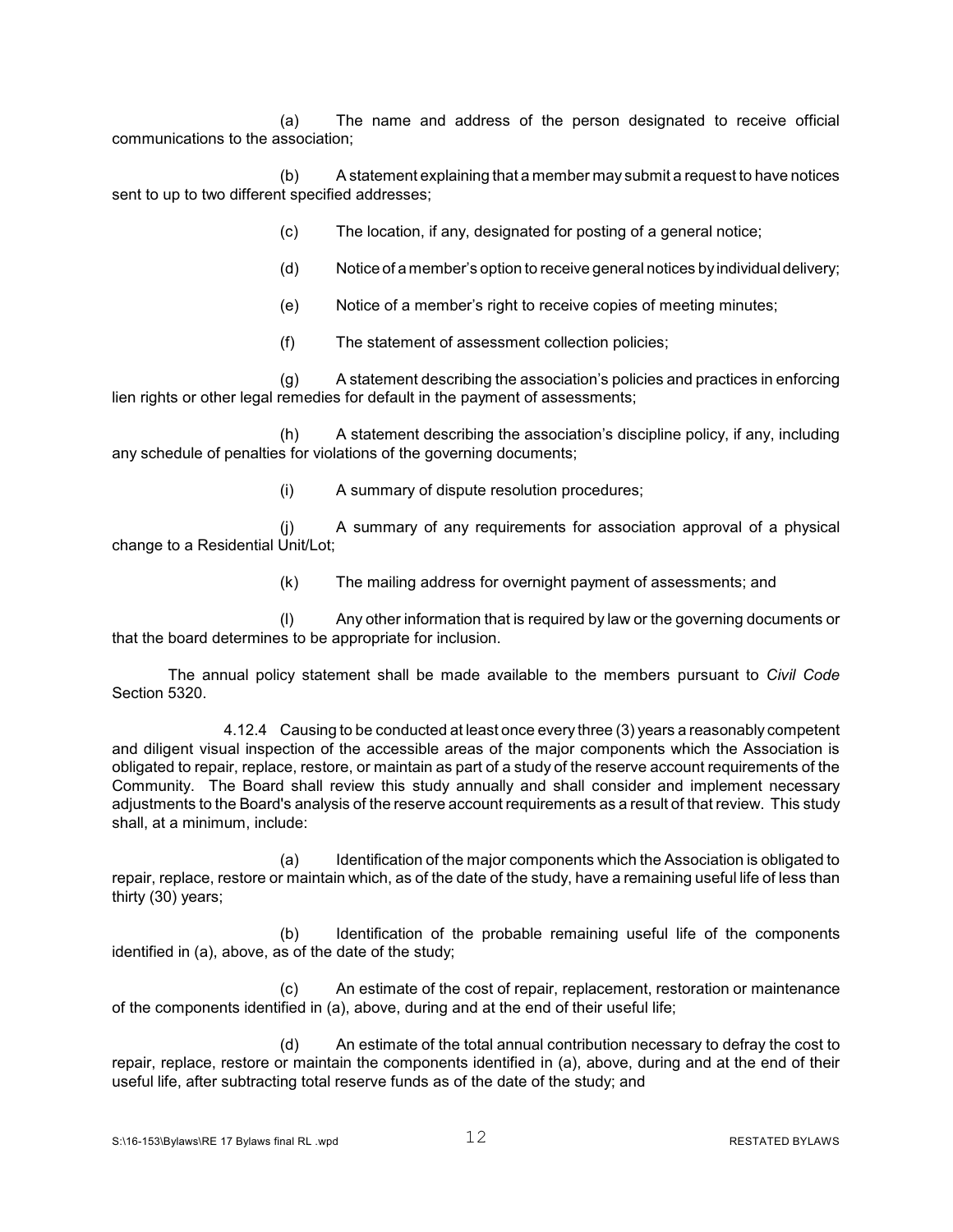(a) The name and address of the person designated to receive official communications to the association;

(b) A statement explaining that a member may submit a request to have notices sent to up to two different specified addresses;

(c) The location, if any, designated for posting of a general notice;

(d) Notice of a member's option to receive general notices by individual delivery;

(e) Notice of a member's right to receive copies of meeting minutes;

(f) The statement of assessment collection policies;

(g) A statement describing the association's policies and practices in enforcing lien rights or other legal remedies for default in the payment of assessments;

(h) A statement describing the association's discipline policy, if any, including any schedule of penalties for violations of the governing documents;

(i) A summary of dispute resolution procedures;

(j) A summary of any requirements for association approval of a physical change to a Residential Unit/Lot;

(k) The mailing address for overnight payment of assessments; and

(l) Any other information that is required by law or the governing documents or that the board determines to be appropriate for inclusion.

The annual policy statement shall be made available to the members pursuant to *Civil Code* Section 5320.

4.12.4 Causing to be conducted at least once every three (3) years a reasonably competent and diligent visual inspection of the accessible areas of the major components which the Association is obligated to repair, replace, restore, or maintain as part of a study of the reserve account requirements of the Community. The Board shall review this study annually and shall consider and implement necessary adjustments to the Board's analysis of the reserve account requirements as a result of that review. This study shall, at a minimum, include:

(a) Identification of the major components which the Association is obligated to repair, replace, restore or maintain which, as of the date of the study, have a remaining useful life of less than thirty (30) years;

(b) Identification of the probable remaining useful life of the components identified in (a), above, as of the date of the study;

(c) An estimate of the cost of repair, replacement, restoration or maintenance of the components identified in (a), above, during and at the end of their useful life;

(d) An estimate of the total annual contribution necessary to defray the cost to repair, replace, restore or maintain the components identified in (a), above, during and at the end of their useful life, after subtracting total reserve funds as of the date of the study; and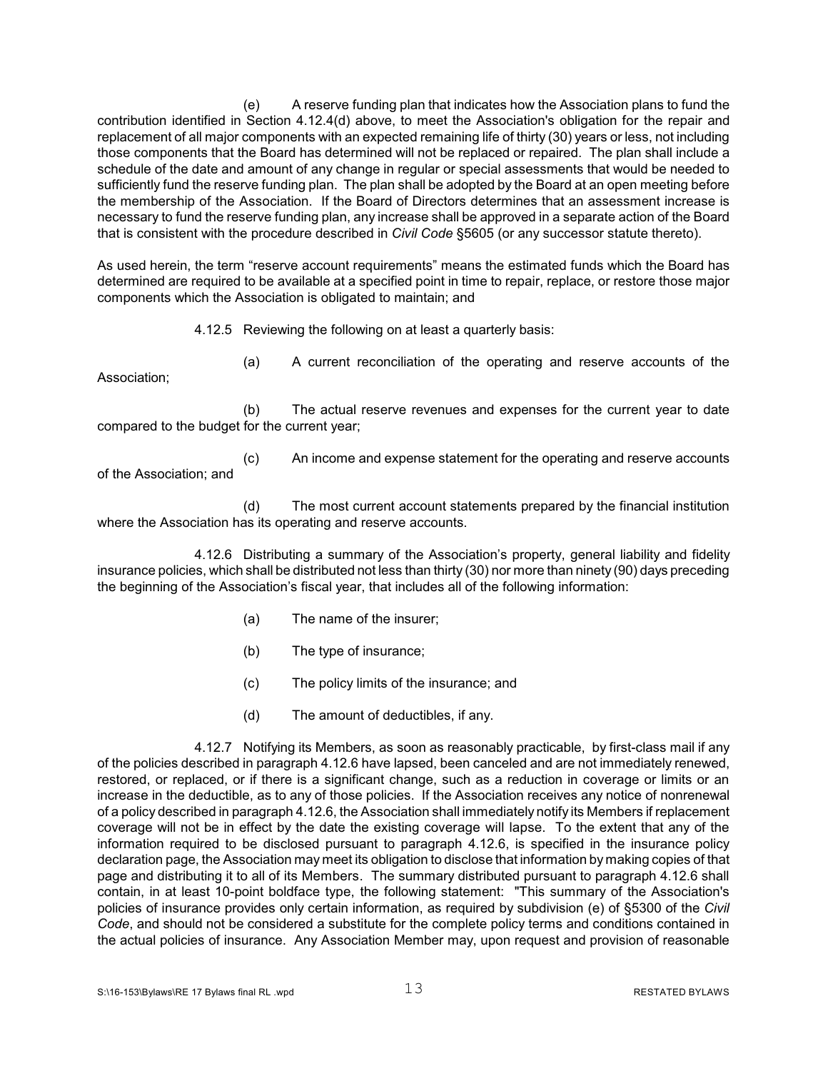(e) A reserve funding plan that indicates how the Association plans to fund the contribution identified in Section 4.12.4(d) above, to meet the Association's obligation for the repair and replacement of all major components with an expected remaining life of thirty (30) years or less, not including those components that the Board has determined will not be replaced or repaired. The plan shall include a schedule of the date and amount of any change in regular or special assessments that would be needed to sufficiently fund the reserve funding plan. The plan shall be adopted by the Board at an open meeting before the membership of the Association. If the Board of Directors determines that an assessment increase is necessary to fund the reserve funding plan, any increase shall be approved in a separate action of the Board that is consistent with the procedure described in *Civil Code* §5605 (or any successor statute thereto).

As used herein, the term "reserve account requirements" means the estimated funds which the Board has determined are required to be available at a specified point in time to repair, replace, or restore those major components which the Association is obligated to maintain; and

4.12.5 Reviewing the following on at least a quarterly basis:

(a) A current reconciliation of the operating and reserve accounts of the Association;

(b) The actual reserve revenues and expenses for the current year to date compared to the budget for the current year;

(c) An income and expense statement for the operating and reserve accounts of the Association; and

(d) The most current account statements prepared by the financial institution where the Association has its operating and reserve accounts.

4.12.6 Distributing a summary of the Association's property, general liability and fidelity insurance policies, which shall be distributed not less than thirty (30) nor more than ninety (90) days preceding the beginning of the Association's fiscal year, that includes all of the following information:

(a) The name of the insurer;

(b) The type of insurance;

(c) The policy limits of the insurance; and

(d) The amount of deductibles, if any.

4.12.7 Notifying its Members, as soon as reasonably practicable, by first-class mail if any of the policies described in paragraph 4.12.6 have lapsed, been canceled and are not immediately renewed, restored, or replaced, or if there is a significant change, such as a reduction in coverage or limits or an increase in the deductible, as to any of those policies. If the Association receives any notice of nonrenewal of a policy described in paragraph 4.12.6, the Association shall immediately notify its Members if replacement coverage will not be in effect by the date the existing coverage will lapse. To the extent that any of the information required to be disclosed pursuant to paragraph 4.12.6, is specified in the insurance policy declaration page, the Association may meet its obligation to disclose that information by making copies of that page and distributing it to all of its Members. The summary distributed pursuant to paragraph 4.12.6 shall contain, in at least 10-point boldface type, the following statement: "This summary of the Association's policies of insurance provides only certain information, as required by subdivision (e) of §5300 of the *Civil Code*, and should not be considered a substitute for the complete policy terms and conditions contained in the actual policies of insurance. Any Association Member may, upon request and provision of reasonable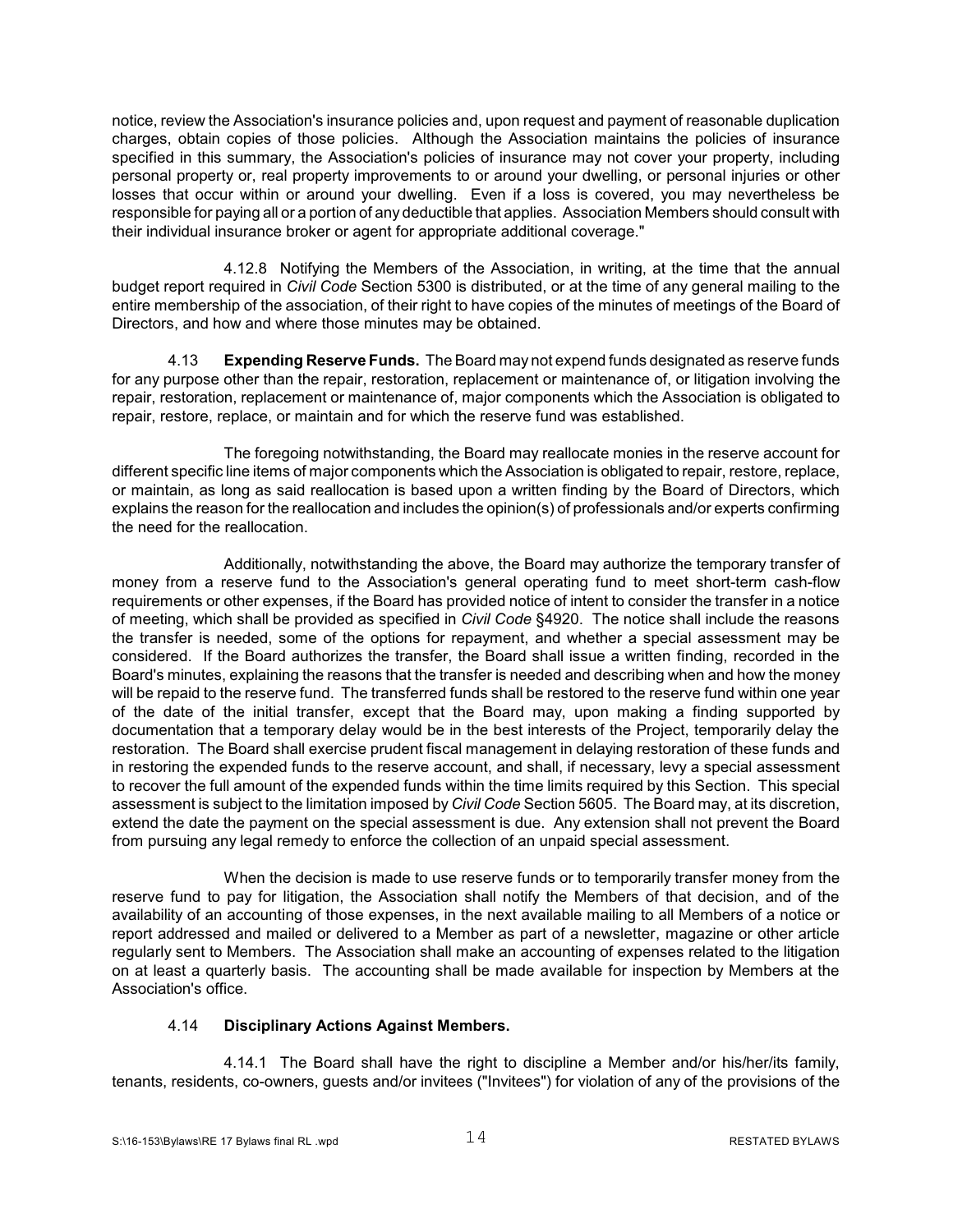notice, review the Association's insurance policies and, upon request and payment of reasonable duplication charges, obtain copies of those policies. Although the Association maintains the policies of insurance specified in this summary, the Association's policies of insurance may not cover your property, including personal property or, real property improvements to or around your dwelling, or personal injuries or other losses that occur within or around your dwelling. Even if a loss is covered, you may nevertheless be responsible for paying all or a portion of any deductible that applies. Association Members should consult with their individual insurance broker or agent for appropriate additional coverage."

4.12.8 Notifying the Members of the Association, in writing, at the time that the annual budget report required in *Civil Code* Section 5300 is distributed, or at the time of any general mailing to the entire membership of the association, of their right to have copies of the minutes of meetings of the Board of Directors, and how and where those minutes may be obtained.

4.13 **Expending Reserve Funds.** The Board may not expend funds designated as reserve funds for any purpose other than the repair, restoration, replacement or maintenance of, or litigation involving the repair, restoration, replacement or maintenance of, major components which the Association is obligated to repair, restore, replace, or maintain and for which the reserve fund was established.

The foregoing notwithstanding, the Board may reallocate monies in the reserve account for different specific line items of major components which the Association is obligated to repair, restore, replace, or maintain, as long as said reallocation is based upon a written finding by the Board of Directors, which explains the reason for the reallocation and includes the opinion(s) of professionals and/or experts confirming the need for the reallocation.

Additionally, notwithstanding the above, the Board may authorize the temporary transfer of money from a reserve fund to the Association's general operating fund to meet short-term cash-flow requirements or other expenses, if the Board has provided notice of intent to consider the transfer in a notice of meeting, which shall be provided as specified in *Civil Code* §4920. The notice shall include the reasons the transfer is needed, some of the options for repayment, and whether a special assessment may be considered. If the Board authorizes the transfer, the Board shall issue a written finding, recorded in the Board's minutes, explaining the reasons that the transfer is needed and describing when and how the money will be repaid to the reserve fund. The transferred funds shall be restored to the reserve fund within one year of the date of the initial transfer, except that the Board may, upon making a finding supported by documentation that a temporary delay would be in the best interests of the Project, temporarily delay the restoration. The Board shall exercise prudent fiscal management in delaying restoration of these funds and in restoring the expended funds to the reserve account, and shall, if necessary, levy a special assessment to recover the full amount of the expended funds within the time limits required by this Section. This special assessment is subject to the limitation imposed by *Civil Code* Section 5605. The Board may, at its discretion, extend the date the payment on the special assessment is due. Any extension shall not prevent the Board from pursuing any legal remedy to enforce the collection of an unpaid special assessment.

When the decision is made to use reserve funds or to temporarily transfer money from the reserve fund to pay for litigation, the Association shall notify the Members of that decision, and of the availability of an accounting of those expenses, in the next available mailing to all Members of a notice or report addressed and mailed or delivered to a Member as part of a newsletter, magazine or other article regularly sent to Members. The Association shall make an accounting of expenses related to the litigation on at least a quarterly basis. The accounting shall be made available for inspection by Members at the Association's office.

4.14 **Disciplinary Actions Against Members.**

4.14.1 The Board shall have the right to discipline a Member and/or his/her/its family, tenants, residents, co-owners, guests and/or invitees ("Invitees") for violation of any of the provisions of the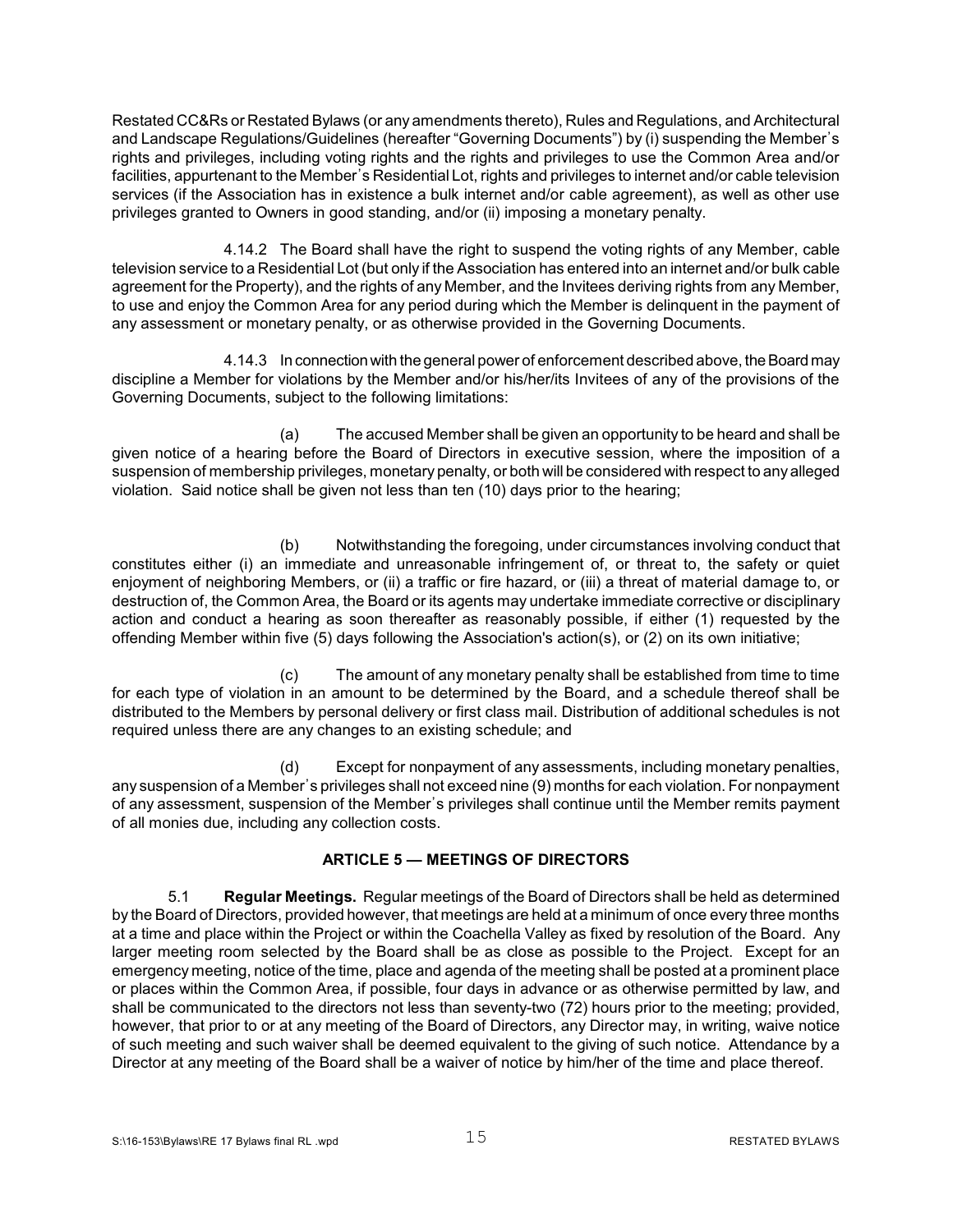Restated CC&Rs or Restated Bylaws (or any amendments thereto), Rules and Regulations, and Architectural and Landscape Regulations/Guidelines (hereafter "Governing Documents") by (i) suspending the Member's rights and privileges, including voting rights and the rights and privileges to use the Common Area and/or facilities, appurtenant to the Member's Residential Lot, rights and privileges to internet and/or cable television services (if the Association has in existence a bulk internet and/or cable agreement), as well as other use privileges granted to Owners in good standing, and/or (ii) imposing a monetary penalty.

4.14.2 The Board shall have the right to suspend the voting rights of any Member, cable television service to a Residential Lot (but only if the Association has entered into an internet and/or bulk cable agreement for the Property), and the rights of any Member, and the Invitees deriving rights from any Member, to use and enjoy the Common Area for any period during which the Member is delinquent in the payment of any assessment or monetary penalty, or as otherwise provided in the Governing Documents.

4.14.3 In connection with the general power of enforcement described above, the Board may discipline a Member for violations by the Member and/or his/her/its Invitees of any of the provisions of the Governing Documents, subject to the following limitations:

(a) The accused Member shall be given an opportunity to be heard and shall be given notice of a hearing before the Board of Directors in executive session, where the imposition of a suspension of membership privileges, monetary penalty, or both will be considered with respect to any alleged violation. Said notice shall be given not less than ten (10) days prior to the hearing;

(b) Notwithstanding the foregoing, under circumstances involving conduct that constitutes either (i) an immediate and unreasonable infringement of, or threat to, the safety or quiet enjoyment of neighboring Members, or (ii) a traffic or fire hazard, or (iii) a threat of material damage to, or destruction of, the Common Area, the Board or its agents may undertake immediate corrective or disciplinary action and conduct a hearing as soon thereafter as reasonably possible, if either (1) requested by the offending Member within five (5) days following the Association's action(s), or (2) on its own initiative;

(c) The amount of any monetary penalty shall be established from time to time for each type of violation in an amount to be determined by the Board, and a schedule thereof shall be distributed to the Members by personal delivery or first class mail. Distribution of additional schedules is not required unless there are any changes to an existing schedule; and

(d) Except for nonpayment of any assessments, including monetary penalties, any suspension of a Member's privileges shall not exceed nine (9) months for each violation. For nonpayment of any assessment, suspension of the Member's privileges shall continue until the Member remits payment of all monies due, including any collection costs.

## ARTICLE 5 — MEETINGS OF DIRECTORS

5.1 **Regular Meetings.** Regular meetings of the Board of Directors shall be held as determined by the Board of Directors, provided however, that meetings are held at a minimum of once every three months at a time and place within the Project or within the Coachella Valley as fixed by resolution of the Board. Any larger meeting room selected by the Board shall be as close as possible to the Project. Except for an emergency meeting, notice of the time, place and agenda of the meeting shall be posted at a prominent place or places within the Common Area, if possible, four days in advance or as otherwise permitted by law, and shall be communicated to the directors not less than seventy-two (72) hours prior to the meeting; provided, however, that prior to or at any meeting of the Board of Directors, any Director may, in writing, waive notice of such meeting and such waiver shall be deemed equivalent to the giving of such notice. Attendance by a Director at any meeting of the Board shall be a waiver of notice by him/her of the time and place thereof.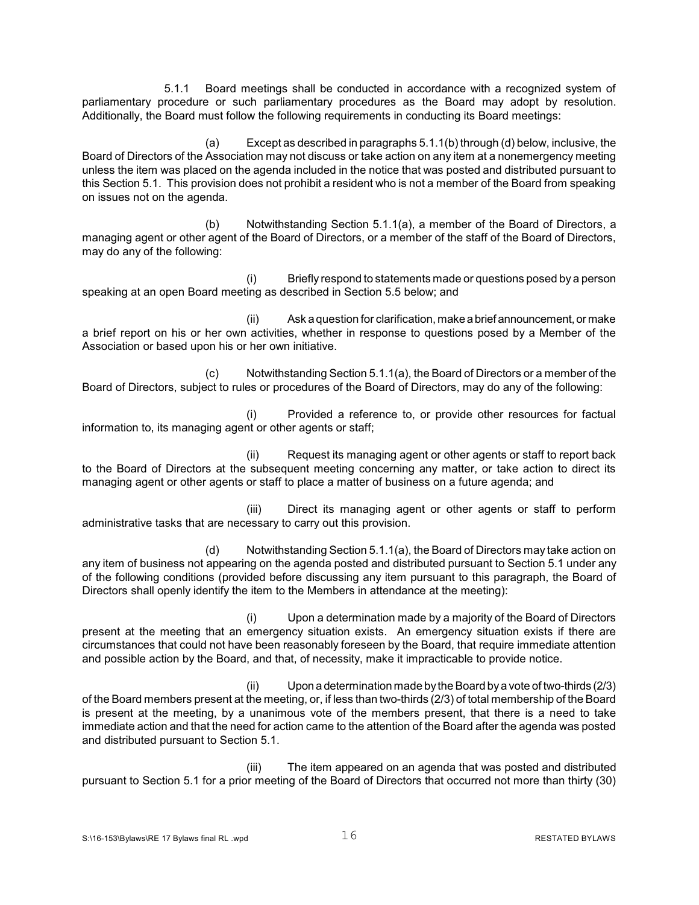5.1.1 Board meetings shall be conducted in accordance with a recognized system of parliamentary procedure or such parliamentary procedures as the Board may adopt by resolution. Additionally, the Board must follow the following requirements in conducting its Board meetings:

(a) Except as described in paragraphs 5.1.1(b) through (d) below, inclusive, the Board of Directors of the Association may not discuss or take action on any item at a nonemergency meeting unless the item was placed on the agenda included in the notice that was posted and distributed pursuant to this Section 5.1. This provision does not prohibit a resident who is not a member of the Board from speaking on issues not on the agenda.

(b) Notwithstanding Section 5.1.1(a), a member of the Board of Directors, a managing agent or other agent of the Board of Directors, or a member of the staff of the Board of Directors, may do any of the following:

(i) Briefly respond to statements made or questions posed by a person speaking at an open Board meeting as described in Section 5.5 below; and

(ii) Ask a question for clarification, make a brief announcement, or make a brief report on his or her own activities, whether in response to questions posed by a Member of the Association or based upon his or her own initiative.

(c) Notwithstanding Section 5.1.1(a), the Board of Directors or a member of the Board of Directors, subject to rules or procedures of the Board of Directors, may do any of the following:

(i) Provided a reference to, or provide other resources for factual information to, its managing agent or other agents or staff;

(ii) Request its managing agent or other agents or staff to report back to the Board of Directors at the subsequent meeting concerning any matter, or take action to direct its managing agent or other agents or staff to place a matter of business on a future agenda; and

(iii) Direct its managing agent or other agents or staff to perform administrative tasks that are necessary to carry out this provision.

(d) Notwithstanding Section 5.1.1(a), the Board of Directors may take action on any item of business not appearing on the agenda posted and distributed pursuant to Section 5.1 under any of the following conditions (provided before discussing any item pursuant to this paragraph, the Board of Directors shall openly identify the item to the Members in attendance at the meeting):

(i) Upon a determination made by a majority of the Board of Directors present at the meeting that an emergency situation exists. An emergency situation exists if there are circumstances that could not have been reasonably foreseen by the Board, that require immediate attention and possible action by the Board, and that, of necessity, make it impracticable to provide notice.

(ii) Upon a determination made by the Board by a vote of two-thirds (2/3) of the Board members present at the meeting, or, if less than two-thirds (2/3) of total membership of the Board is present at the meeting, by a unanimous vote of the members present, that there is a need to take immediate action and that the need for action came to the attention of the Board after the agenda was posted and distributed pursuant to Section 5.1.

(iii) The item appeared on an agenda that was posted and distributed pursuant to Section 5.1 for a prior meeting of the Board of Directors that occurred not more than thirty (30)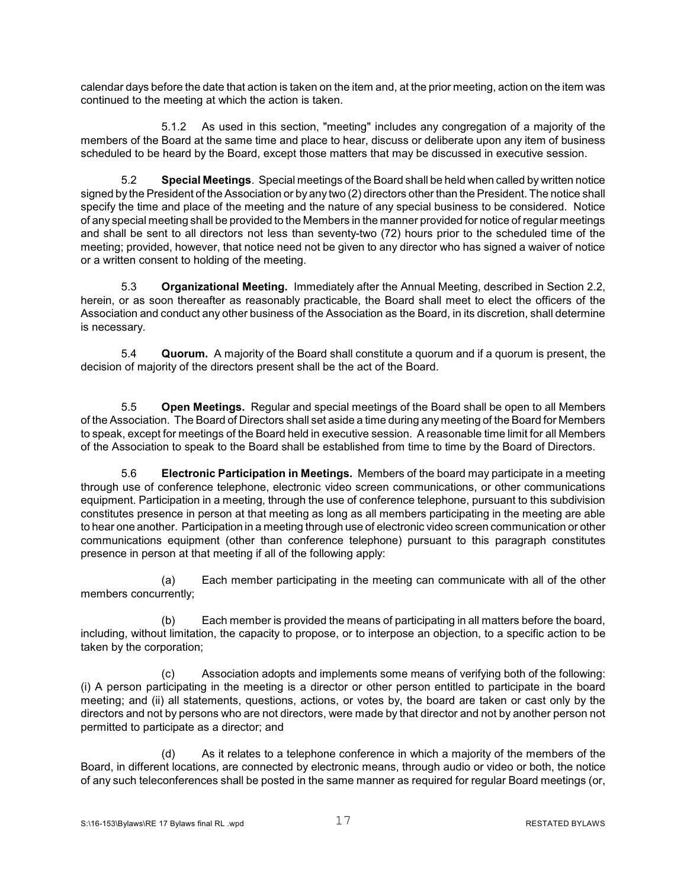calendar days before the date that action is taken on the item and, at the prior meeting, action on the item was continued to the meeting at which the action is taken.

5.1.2 As used in this section, "meeting" includes any congregation of a majority of the members of the Board at the same time and place to hear, discuss or deliberate upon any item of business scheduled to be heard by the Board, except those matters that may be discussed in executive session.

5.2 **Special Meetings**. Special meetings of the Board shall be held when called by written notice signed by the President of the Association or by any two (2) directors other than the President. The notice shall specify the time and place of the meeting and the nature of any special business to be considered. Notice of any special meeting shall be provided to the Members in the manner provided for notice of regular meetings and shall be sent to all directors not less than seventy-two (72) hours prior to the scheduled time of the meeting; provided, however, that notice need not be given to any director who has signed a waiver of notice or a written consent to holding of the meeting.

5.3 **Organizational Meeting.** Immediately after the Annual Meeting, described in Section 2.2, herein, or as soon thereafter as reasonably practicable, the Board shall meet to elect the officers of the Association and conduct any other business of the Association as the Board, in its discretion, shall determine is necessary.

5.4 **Quorum.** A majority of the Board shall constitute a quorum and if a quorum is present, the decision of majority of the directors present shall be the act of the Board.

5.5 **Open Meetings.** Regular and special meetings of the Board shall be open to all Members of the Association. The Board of Directors shall set aside a time during any meeting of the Board for Members to speak, except for meetings of the Board held in executive session. A reasonable time limit for all Members of the Association to speak to the Board shall be established from time to time by the Board of Directors.

5.6 **Electronic Participation in Meetings.** Members of the board may participate in a meeting through use of conference telephone, electronic video screen communications, or other communications equipment. Participation in a meeting, through the use of conference telephone, pursuant to this subdivision constitutes presence in person at that meeting as long as all members participating in the meeting are able to hear one another. Participation in a meeting through use of electronic video screen communication or other communications equipment (other than conference telephone) pursuant to this paragraph constitutes presence in person at that meeting if all of the following apply:

(a) Each member participating in the meeting can communicate with all of the other members concurrently;

(b) Each member is provided the means of participating in all matters before the board, including, without limitation, the capacity to propose, or to interpose an objection, to a specific action to be taken by the corporation;

(c) Association adopts and implements some means of verifying both of the following: (i) A person participating in the meeting is a director or other person entitled to participate in the board meeting; and (ii) all statements, questions, actions, or votes by, the board are taken or cast only by the directors and not by persons who are not directors, were made by that director and not by another person not permitted to participate as a director; and

(d) As it relates to a telephone conference in which a majority of the members of the Board, in different locations, are connected by electronic means, through audio or video or both, the notice of any such teleconferences shall be posted in the same manner as required for regular Board meetings (or,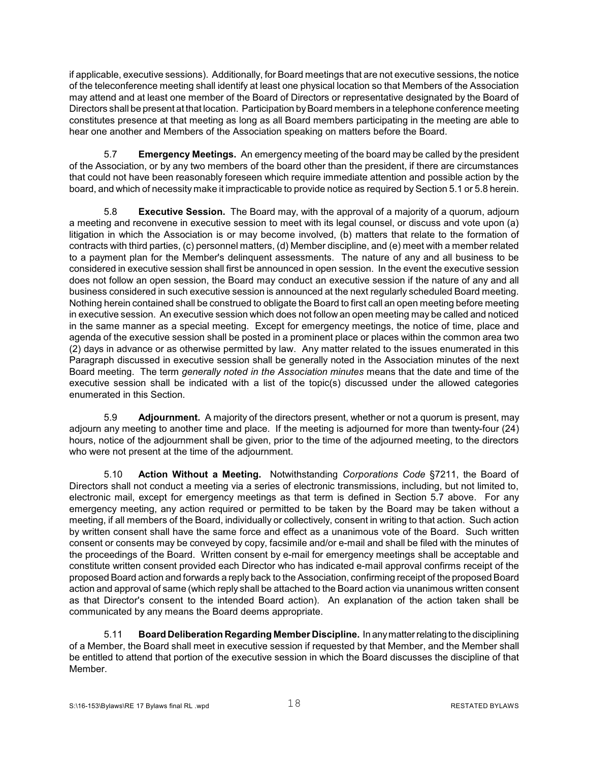if applicable, executive sessions). Additionally, for Board meetings that are not executive sessions, the notice of the teleconference meeting shall identify at least one physical location so that Members of the Association may attend and at least one member of the Board of Directors or representative designated by the Board of Directors shall be present at that location. Participation by Board members in a telephone conference meeting constitutes presence at that meeting as long as all Board members participating in the meeting are able to hear one another and Members of the Association speaking on matters before the Board.

5.7 **Emergency Meetings.** An emergency meeting of the board may be called by the president of the Association, or by any two members of the board other than the president, if there are circumstances that could not have been reasonably foreseen which require immediate attention and possible action by the board, and which of necessity make it impracticable to provide notice as required by Section 5.1 or 5.8 herein.

5.8 **Executive Session.** The Board may, with the approval of a majority of a quorum, adjourn a meeting and reconvene in executive session to meet with its legal counsel, or discuss and vote upon (a) litigation in which the Association is or may become involved, (b) matters that relate to the formation of contracts with third parties, (c) personnel matters, (d) Member discipline, and (e) meet with a member related to a payment plan for the Member's delinquent assessments. The nature of any and all business to be considered in executive session shall first be announced in open session. In the event the executive session does not follow an open session, the Board may conduct an executive session if the nature of any and all business considered in such executive session is announced at the next regularly scheduled Board meeting. Nothing herein contained shall be construed to obligate the Board to first call an open meeting before meeting in executive session. An executive session which does not follow an open meeting may be called and noticed in the same manner as a special meeting. Except for emergency meetings, the notice of time, place and agenda of the executive session shall be posted in a prominent place or places within the common area two (2) days in advance or as otherwise permitted by law. Any matter related to the issues enumerated in this Paragraph discussed in executive session shall be generally noted in the Association minutes of the next Board meeting. The term *generally noted in the Association minutes* means that the date and time of the executive session shall be indicated with a list of the topic(s) discussed under the allowed categories enumerated in this Section.

5.9 **Adjournment.** A majority of the directors present, whether or not a quorum is present, may adjourn any meeting to another time and place. If the meeting is adjourned for more than twenty-four (24) hours, notice of the adjournment shall be given, prior to the time of the adjourned meeting, to the directors who were not present at the time of the adjournment.

5.10 **Action Without a Meeting.** Notwithstanding *Corporations Code* §7211, the Board of Directors shall not conduct a meeting via a series of electronic transmissions, including, but not limited to, electronic mail, except for emergency meetings as that term is defined in Section 5.7 above. For any emergency meeting, any action required or permitted to be taken by the Board may be taken without a meeting, if all members of the Board, individually or collectively, consent in writing to that action. Such action by written consent shall have the same force and effect as a unanimous vote of the Board. Such written consent or consents may be conveyed by copy, facsimile and/or e-mail and shall be filed with the minutes of the proceedings of the Board. Written consent by e-mail for emergency meetings shall be acceptable and constitute written consent provided each Director who has indicated e-mail approval confirms receipt of the proposed Board action and forwards a reply back to the Association, confirming receipt of the proposed Board action and approval of same (which reply shall be attached to the Board action via unanimous written consent as that Director's consent to the intended Board action). An explanation of the action taken shall be communicated by any means the Board deems appropriate.

5.11 **Board Deliberation Regarding Member Discipline.** In any matter relating to the disciplining of a Member, the Board shall meet in executive session if requested by that Member, and the Member shall be entitled to attend that portion of the executive session in which the Board discusses the discipline of that Member.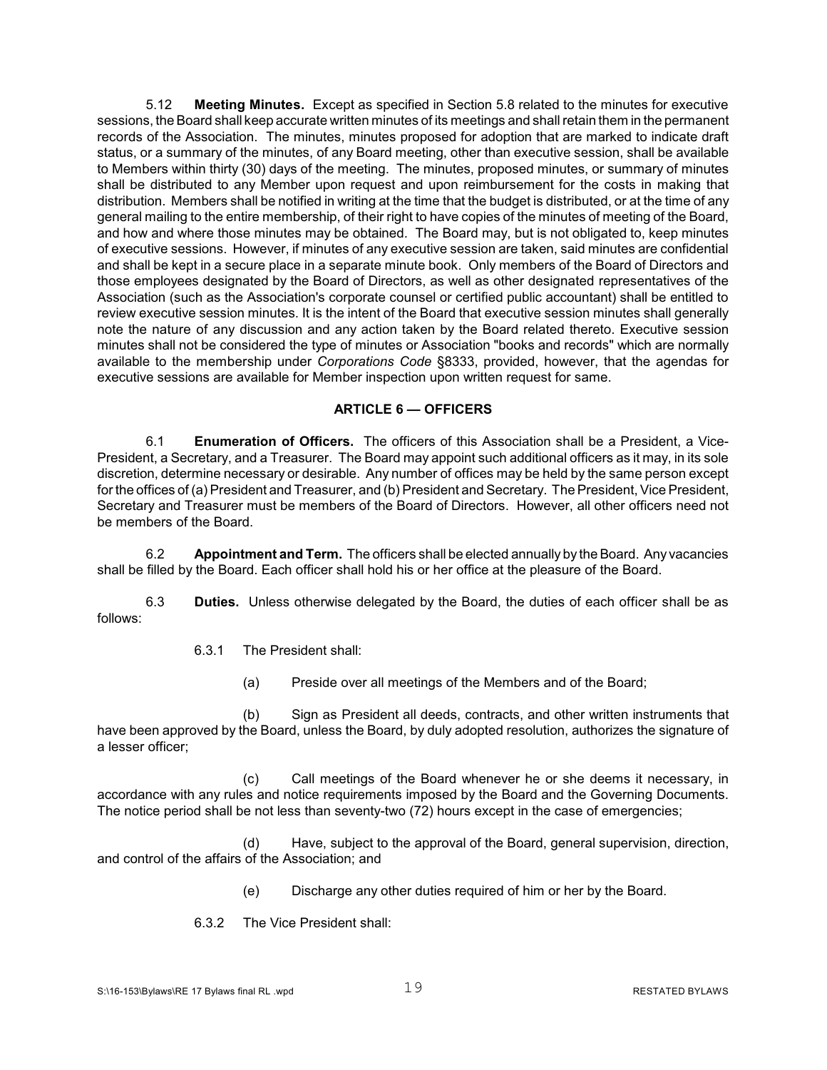5.12 **Meeting Minutes.** Except as specified in Section 5.8 related to the minutes for executive sessions, the Board shall keep accurate written minutes of its meetings and shall retain them in the permanent records of the Association. The minutes, minutes proposed for adoption that are marked to indicate draft status, or a summary of the minutes, of any Board meeting, other than executive session, shall be available to Members within thirty (30) days of the meeting. The minutes, proposed minutes, or summary of minutes shall be distributed to any Member upon request and upon reimbursement for the costs in making that distribution. Members shall be notified in writing at the time that the budget is distributed, or at the time of any general mailing to the entire membership, of their right to have copies of the minutes of meeting of the Board, and how and where those minutes may be obtained. The Board may, but is not obligated to, keep minutes of executive sessions. However, if minutes of any executive session are taken, said minutes are confidential and shall be kept in a secure place in a separate minute book. Only members of the Board of Directors and those employees designated by the Board of Directors, as well as other designated representatives of the Association (such as the Association's corporate counsel or certified public accountant) shall be entitled to review executive session minutes. It is the intent of the Board that executive session minutes shall generally note the nature of any discussion and any action taken by the Board related thereto. Executive session minutes shall not be considered the type of minutes or Association "books and records" which are normally available to the membership under *Corporations Code* §8333, provided, however, that the agendas for executive sessions are available for Member inspection upon written request for same.

## ARTICLE 6 — OFFICERS

6.1 **Enumeration of Officers.** The officers of this Association shall be a President, a Vice-President, a Secretary, and a Treasurer. The Board may appoint such additional officers as it may, in its sole discretion, determine necessary or desirable. Any number of offices may be held by the same person except for the offices of (a) President and Treasurer, and (b) President and Secretary. The President, Vice President, Secretary and Treasurer must be members of the Board of Directors. However, all other officers need not be members of the Board.

6.2 **Appointment and Term.** The officers shall be elected annually by the Board. Any vacancies shall be filled by the Board. Each officer shall hold his or her office at the pleasure of the Board.

6.3 **Duties.** Unless otherwise delegated by the Board, the duties of each officer shall be as follows:

6.3.1 The President shall:

(a) Preside over all meetings of the Members and of the Board;

(b) Sign as President all deeds, contracts, and other written instruments that have been approved by the Board, unless the Board, by duly adopted resolution, authorizes the signature of a lesser officer;

(c) Call meetings of the Board whenever he or she deems it necessary, in accordance with any rules and notice requirements imposed by the Board and the Governing Documents. The notice period shall be not less than seventy-two (72) hours except in the case of emergencies;

(d) Have, subject to the approval of the Board, general supervision, direction, and control of the affairs of the Association; and

(e) Discharge any other duties required of him or her by the Board.

6.3.2 The Vice President shall: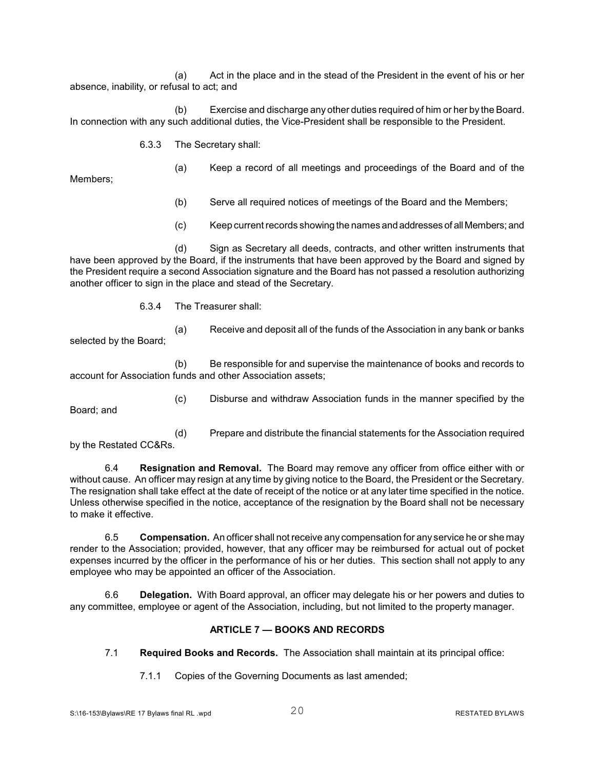(a) Act in the place and in the stead of the President in the event of his or her absence, inability, or refusal to act; and

(b) Exercise and discharge any other duties required of him or her by the Board. In connection with any such additional duties, the Vice-President shall be responsible to the President.

6.3.3 The Secretary shall:

(a) Keep a record of all meetings and proceedings of the Board and of the Members;

(b) Serve all required notices of meetings of the Board and the Members;

(c) Keep current records showing the names and addresses of all Members; and

(d) Sign as Secretary all deeds, contracts, and other written instruments that have been approved by the Board, if the instruments that have been approved by the Board and signed by the President require a second Association signature and the Board has not passed a resolution authorizing another officer to sign in the place and stead of the Secretary.

6.3.4 The Treasurer shall:

(a) Receive and deposit all of the funds of the Association in any bank or banks selected by the Board;

(b) Be responsible for and supervise the maintenance of books and records to account for Association funds and other Association assets;

(c) Disburse and withdraw Association funds in the manner specified by the Board; and

(d) Prepare and distribute the financial statements for the Association required by the Restated CC&Rs.

6.4 **Resignation and Removal.** The Board may remove any officer from office either with or without cause. An officer may resign at any time by giving notice to the Board, the President or the Secretary. The resignation shall take effect at the date of receipt of the notice or at any later time specified in the notice. Unless otherwise specified in the notice, acceptance of the resignation by the Board shall not be necessary to make it effective.

6.5 **Compensation.** An officer shall not receive any compensation for any service he or she may render to the Association; provided, however, that any officer may be reimbursed for actual out of pocket expenses incurred by the officer in the performance of his or her duties. This section shall not apply to any employee who may be appointed an officer of the Association.

6.6 **Delegation.** With Board approval, an officer may delegate his or her powers and duties to any committee, employee or agent of the Association, including, but not limited to the property manager.

## ARTICLE 7 — BOOKS AND RECORDS

7.1 **Required Books and Records.** The Association shall maintain at its principal office:

7.1.1 Copies of the Governing Documents as last amended;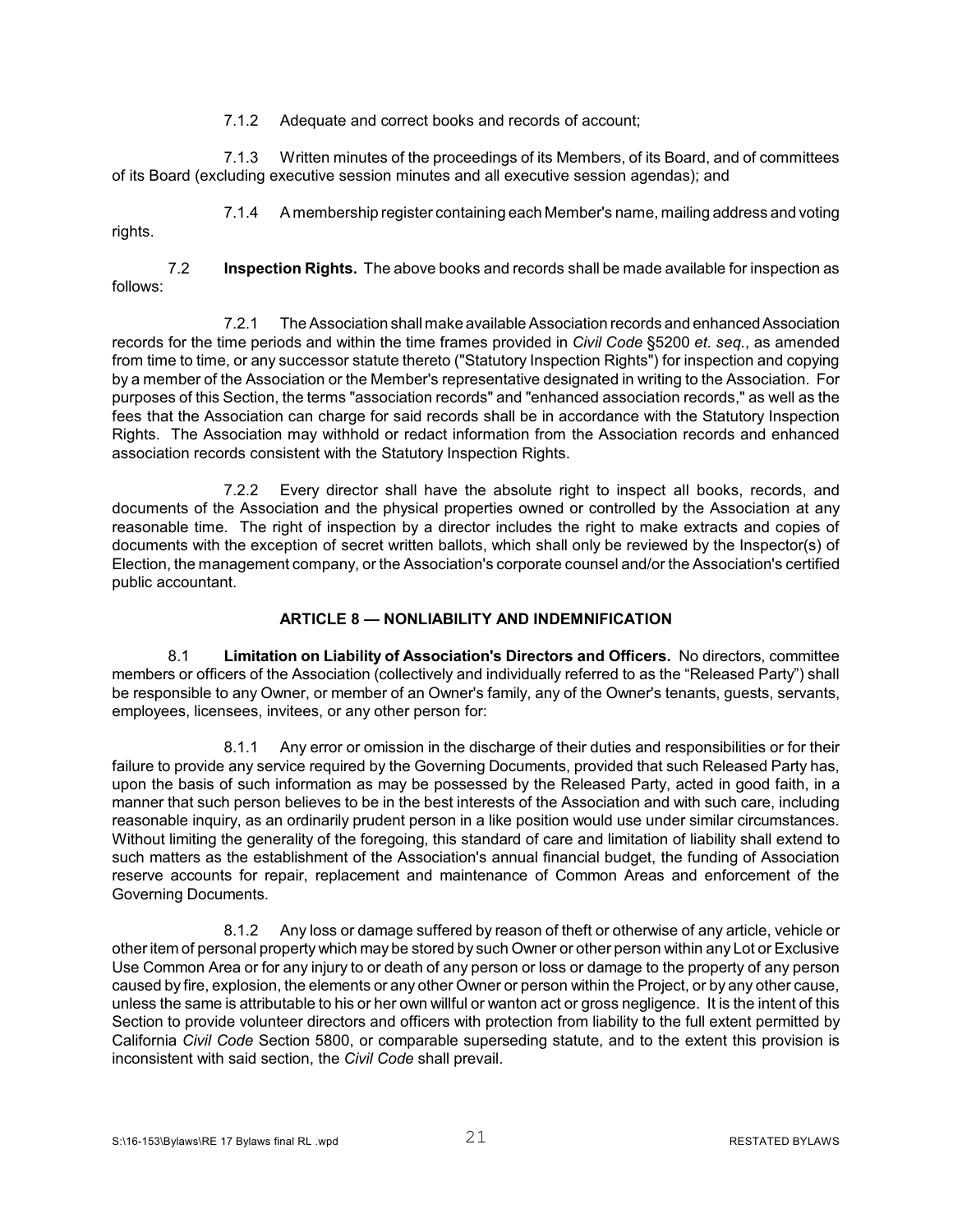7.1.2 Adequate and correct books and records of account;

7.1.3 Written minutes of the proceedings of its Members, of its Board, and of committees of its Board (excluding executive session minutes and all executive session agendas); and

7.1.4 A membership register containing each Member's name, mailing address and voting rights.

7.2 **Inspection Rights.** The above books and records shall be made available for inspection as follows:

7.2.1 The Association shall make available Association records and enhanced Association records for the time periods and within the time frames provided in *Civil Code* §5200 *et. seq.*, as amended from time to time, or any successor statute thereto ("Statutory Inspection Rights") for inspection and copying by a member of the Association or the Member's representative designated in writing to the Association. For purposes of this Section, the terms "association records" and "enhanced association records," as well as the fees that the Association can charge for said records shall be in accordance with the Statutory Inspection Rights. The Association may withhold or redact information from the Association records and enhanced association records consistent with the Statutory Inspection Rights.

7.2.2 Every director shall have the absolute right to inspect all books, records, and documents of the Association and the physical properties owned or controlled by the Association at any reasonable time. The right of inspection by a director includes the right to make extracts and copies of documents with the exception of secret written ballots, which shall only be reviewed by the Inspector(s) of Election, the management company, or the Association's corporate counsel and/or the Association's certified public accountant.

## ARTICLE 8 — NONLIABILITY AND INDEMNIFICATION

8.1 **Limitation on Liability of Association's Directors and Officers.** No directors, committee members or officers of the Association (collectively and individually referred to as the "Released Party") shall be responsible to any Owner, or member of an Owner's family, any of the Owner's tenants, guests, servants, employees, licensees, invitees, or any other person for:

8.1.1 Any error or omission in the discharge of their duties and responsibilities or for their failure to provide any service required by the Governing Documents, provided that such Released Party has, upon the basis of such information as may be possessed by the Released Party, acted in good faith, in a manner that such person believes to be in the best interests of the Association and with such care, including reasonable inquiry, as an ordinarily prudent person in a like position would use under similar circumstances. Without limiting the generality of the foregoing, this standard of care and limitation of liability shall extend to such matters as the establishment of the Association's annual financial budget, the funding of Association reserve accounts for repair, replacement and maintenance of Common Areas and enforcement of the Governing Documents.

8.1.2 Any loss or damage suffered by reason of theft or otherwise of any article, vehicle or other item of personal property which may be stored by such Owner or other person within any Lot or Exclusive Use Common Area or for any injury to or death of any person or loss or damage to the property of any person caused by fire, explosion, the elements or any other Owner or person within the Project, or by any other cause, unless the same is attributable to his or her own willful or wanton act or gross negligence. It is the intent of this Section to provide volunteer directors and officers with protection from liability to the full extent permitted by California *Civil Code* Section 5800, or comparable superseding statute, and to the extent this provision is inconsistent with said section, the *Civil Code* shall prevail.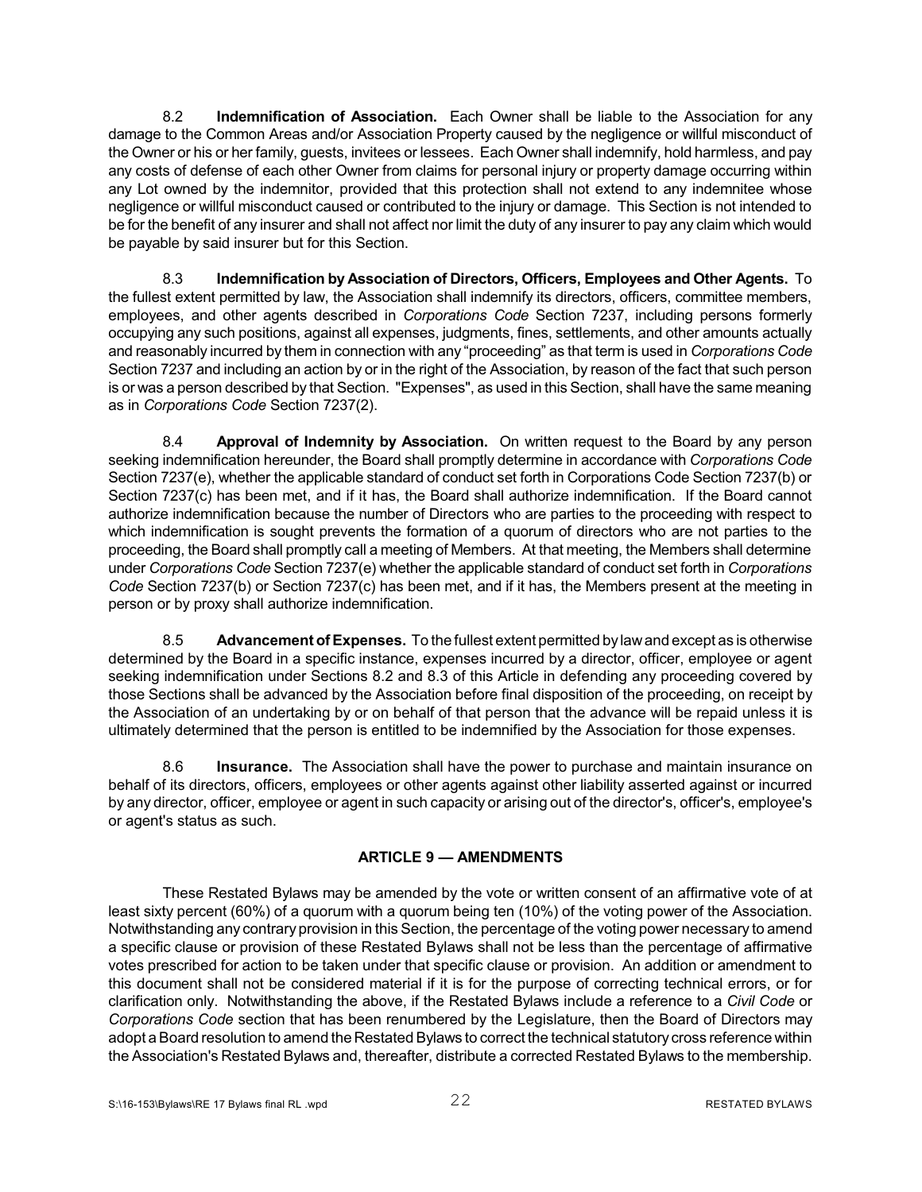8.2 **Indemnification of Association.** Each Owner shall be liable to the Association for any damage to the Common Areas and/or Association Property caused by the negligence or willful misconduct of the Owner or his or her family, guests, invitees or lessees. Each Owner shall indemnify, hold harmless, and pay any costs of defense of each other Owner from claims for personal injury or property damage occurring within any Lot owned by the indemnitor, provided that this protection shall not extend to any indemnitee whose negligence or willful misconduct caused or contributed to the injury or damage. This Section is not intended to be for the benefit of any insurer and shall not affect nor limit the duty of any insurer to pay any claim which would be payable by said insurer but for this Section.

8.3 **Indemnification by Association of Directors, Officers, Employees and Other Agents.** To the fullest extent permitted by law, the Association shall indemnify its directors, officers, committee members, employees, and other agents described in *Corporations Code* Section 7237, including persons formerly occupying any such positions, against all expenses, judgments, fines, settlements, and other amounts actually and reasonably incurred by them in connection with any "proceeding" as that term is used in *Corporations Code* Section 7237 and including an action by or in the right of the Association, by reason of the fact that such person is or was a person described by that Section. "Expenses", as used in this Section, shall have the same meaning as in *Corporations Code* Section 7237(2).

8.4 **Approval of Indemnity by Association.** On written request to the Board by any person seeking indemnification hereunder, the Board shall promptly determine in accordance with *Corporations Code* Section 7237(e), whether the applicable standard of conduct set forth in Corporations Code Section 7237(b) or Section 7237(c) has been met, and if it has, the Board shall authorize indemnification. If the Board cannot authorize indemnification because the number of Directors who are parties to the proceeding with respect to which indemnification is sought prevents the formation of a quorum of directors who are not parties to the proceeding, the Board shall promptly call a meeting of Members. At that meeting, the Members shall determine under *Corporations Code* Section 7237(e) whether the applicable standard of conduct set forth in *Corporations Code* Section 7237(b) or Section 7237(c) has been met, and if it has, the Members present at the meeting in person or by proxy shall authorize indemnification.

8.5 **Advancement of Expenses.** To the fullest extent permitted by law and except as is otherwise determined by the Board in a specific instance, expenses incurred by a director, officer, employee or agent seeking indemnification under Sections 8.2 and 8.3 of this Article in defending any proceeding covered by those Sections shall be advanced by the Association before final disposition of the proceeding, on receipt by the Association of an undertaking by or on behalf of that person that the advance will be repaid unless it is ultimately determined that the person is entitled to be indemnified by the Association for those expenses.

8.6 **Insurance.** The Association shall have the power to purchase and maintain insurance on behalf of its directors, officers, employees or other agents against other liability asserted against or incurred by any director, officer, employee or agent in such capacity or arising out of the director's, officer's, employee's or agent's status as such.

## ARTICLE 9 — AMENDMENTS

These Restated Bylaws may be amended by the vote or written consent of an affirmative vote of at least sixty percent (60%) of a quorum with a quorum being ten (10%) of the voting power of the Association. Notwithstanding any contrary provision in this Section, the percentage of the voting power necessary to amend a specific clause or provision of these Restated Bylaws shall not be less than the percentage of affirmative votes prescribed for action to be taken under that specific clause or provision. An addition or amendment to this document shall not be considered material if it is for the purpose of correcting technical errors, or for clarification only. Notwithstanding the above, if the Restated Bylaws include a reference to a *Civil Code* or *Corporations Code* section that has been renumbered by the Legislature, then the Board of Directors may adopt a Board resolution to amend the Restated Bylaws to correct the technical statutory cross reference within the Association's Restated Bylaws and, thereafter, distribute a corrected Restated Bylaws to the membership.